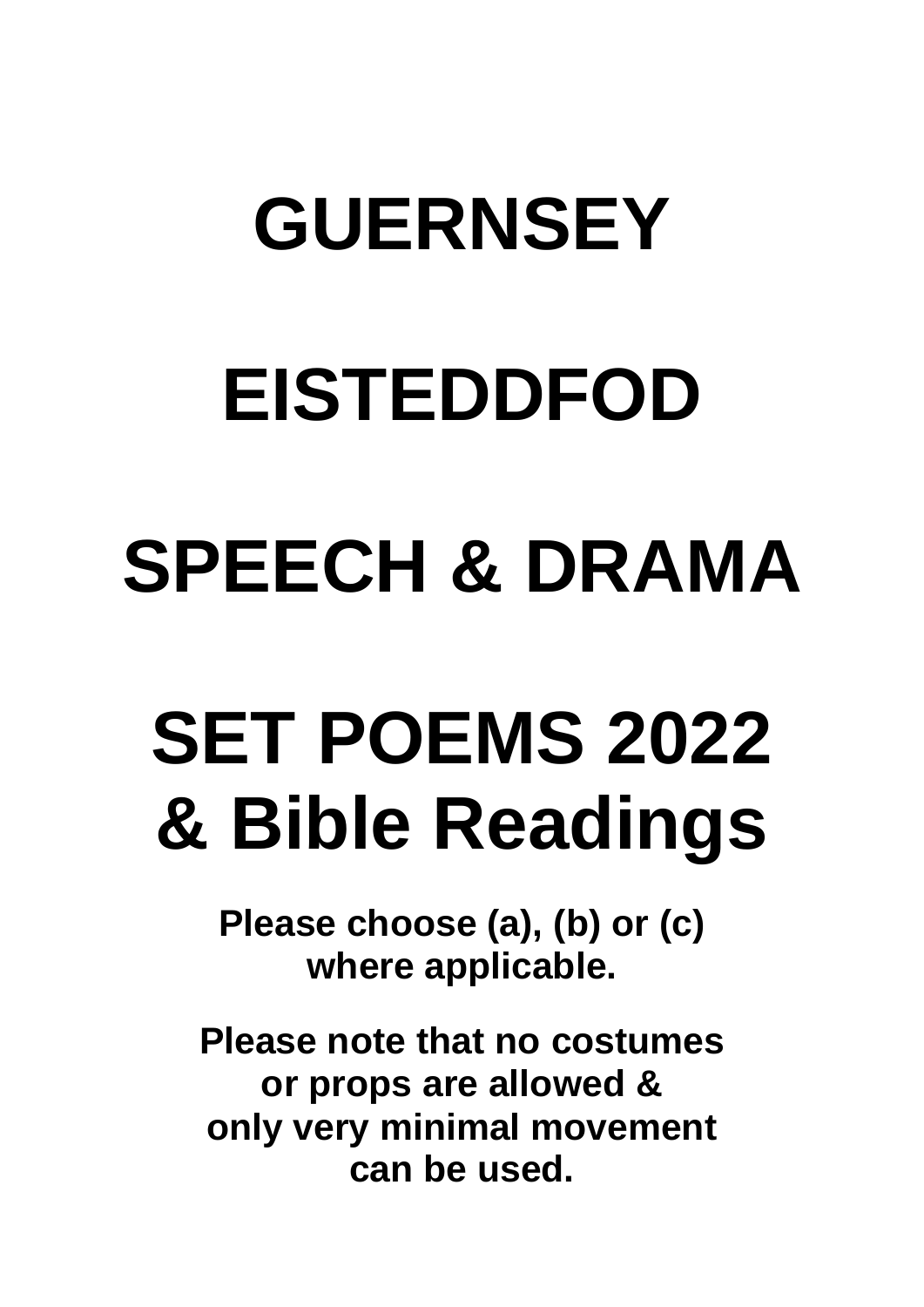# GUERNSEY

# EISTEDDFOD

# SPEECH & DRAMA

# SET POEMS 2022
# & Bible Readings

**Please choose (a), (b) or (c) where applicable.**

**Please note that no costumes or props are allowed & only very minimal movement can be used.**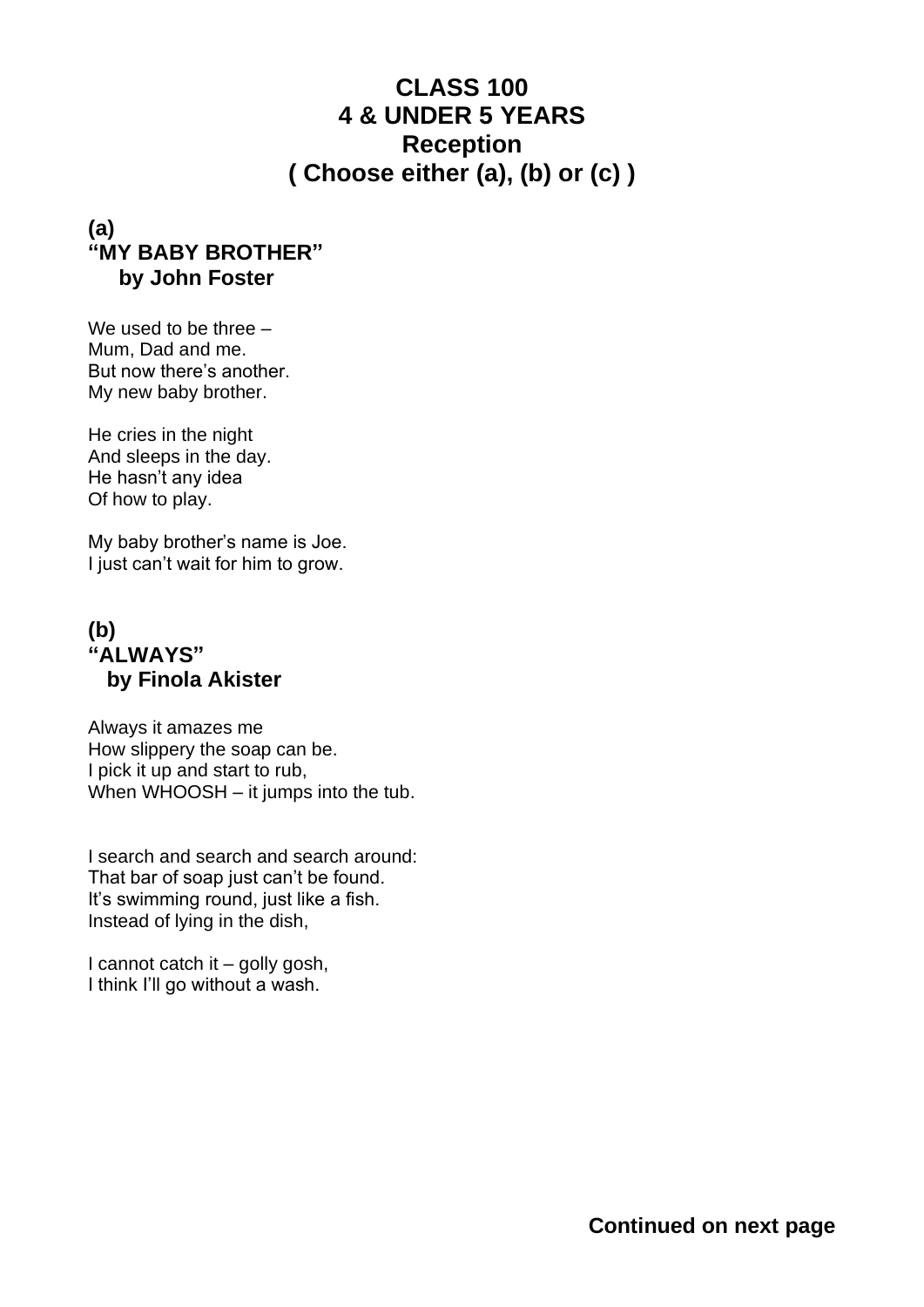# CLASS 100
# 4 & UNDER 5 YEARS
# Reception
# ( Choose either (a), (b) or (c) )

## (a)
## "MY BABY BROTHER"
**by John Foster**

We used to be three –
Mum, Dad and me.
But now there's another.
My new baby brother.

He cries in the night
And sleeps in the day.
He hasn't any idea
Of how to play.

My baby brother's name is Joe.
I just can't wait for him to grow.

## (b)
## "ALWAYS"
**by Finola Akister**

Always it amazes me
How slippery the soap can be.
I pick it up and start to rub,
When WHOOSH – it jumps into the tub.

I search and search and search around:
That bar of soap just can't be found.
It's swimming round, just like a fish.
Instead of lying in the dish,

I cannot catch it – golly gosh,
I think I'll go without a wash.

**Continued on next page**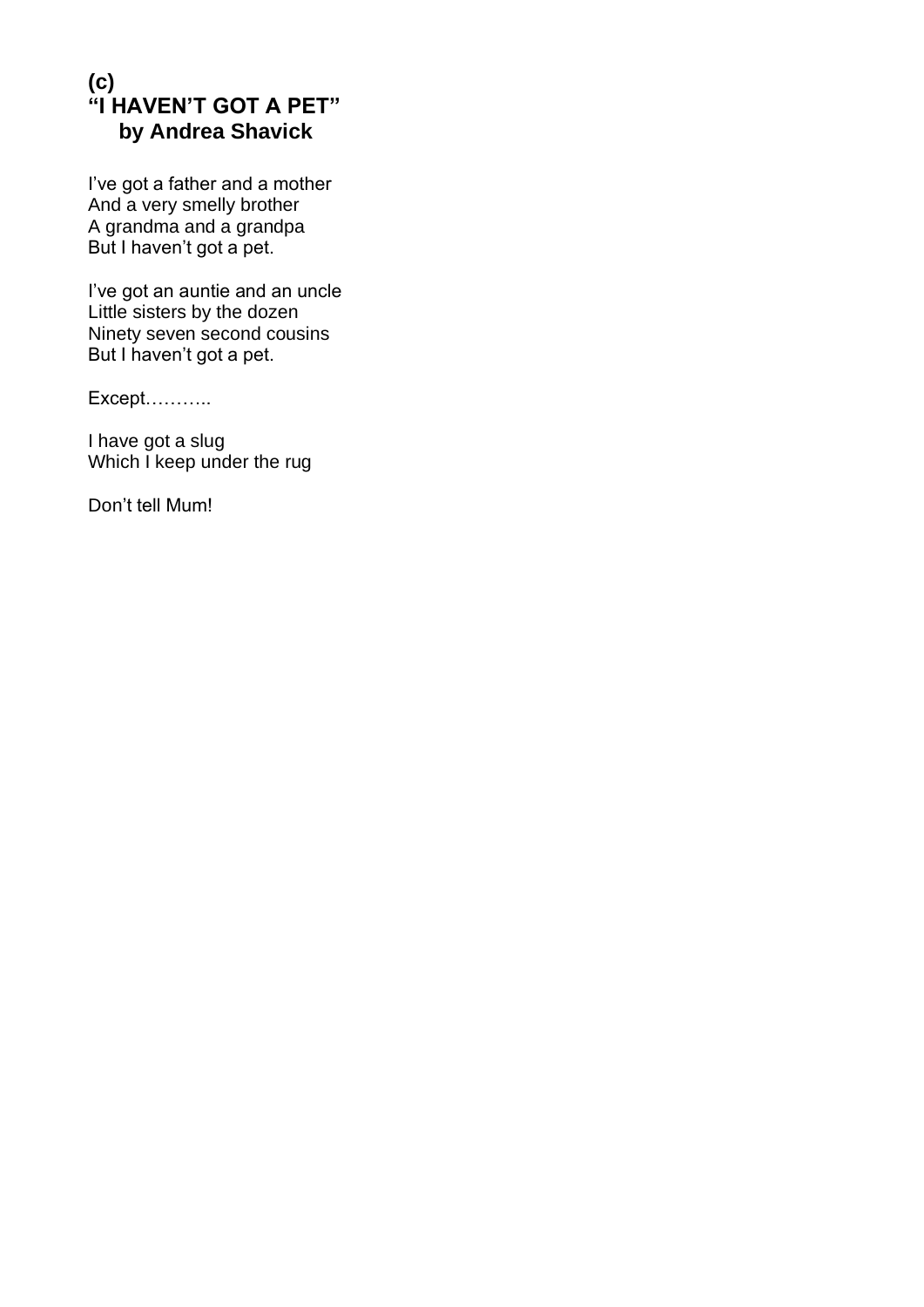**(c)**

## "I HAVEN'T GOT A PET"

### by Andrea Shavick

I've got a father and a mother  
And a very smelly brother  
A grandma and a grandpa  
But I haven't got a pet.

I've got an auntie and an uncle  
Little sisters by the dozen  
Ninety seven second cousins  
But I haven't got a pet.

Except………..

I have got a slug  
Which I keep under the rug

Don't tell Mum!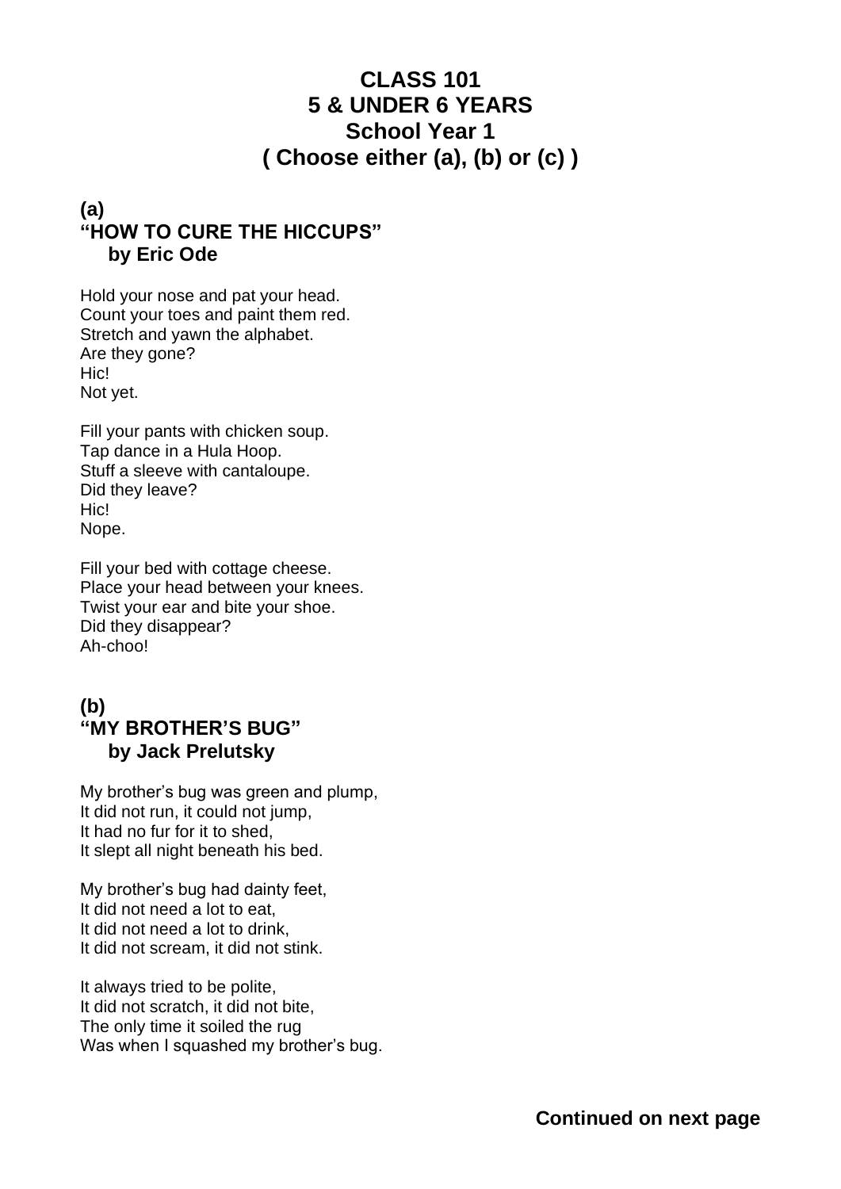# CLASS 101
# 5 & UNDER 6 YEARS
# School Year 1
# ( Choose either (a), (b) or (c) )

## (a)
## "HOW TO CURE THE HICCUPS"
### by Eric Ode

Hold your nose and pat your head.
Count your toes and paint them red.
Stretch and yawn the alphabet.
Are they gone?
Hic!
Not yet.

Fill your pants with chicken soup.
Tap dance in a Hula Hoop.
Stuff a sleeve with cantaloupe.
Did they leave?
Hic!
Nope.

Fill your bed with cottage cheese.
Place your head between your knees.
Twist your ear and bite your shoe.
Did they disappear?
Ah-choo!

## (b)
## "MY BROTHER'S BUG"
### by Jack Prelutsky

My brother's bug was green and plump,
It did not run, it could not jump,
It had no fur for it to shed,
It slept all night beneath his bed.

My brother's bug had dainty feet,
It did not need a lot to eat,
It did not need a lot to drink,
It did not scream, it did not stink.

It always tried to be polite,
It did not scratch, it did not bite,
The only time it soiled the rug
Was when I squashed my brother's bug.

**Continued on next page**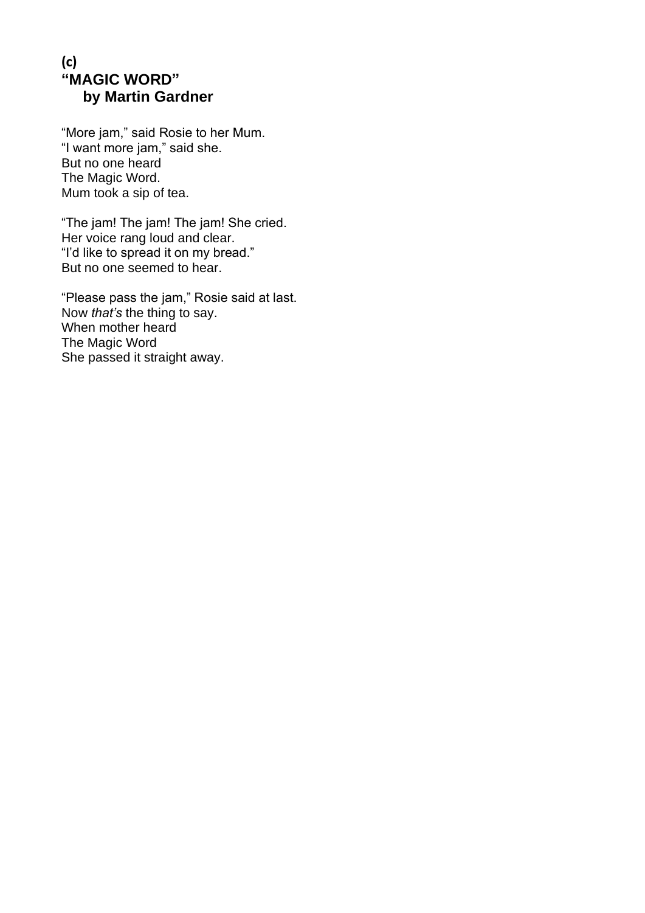**(c)**

**“MAGIC WORD”**
**by Martin Gardner**

“More jam,” said Rosie to her Mum.
“I want more jam,” said she.
But no one heard
The Magic Word.
Mum took a sip of tea.

“The jam! The jam! The jam! She cried.
Her voice rang loud and clear.
“I’d like to spread it on my bread.”
But no one seemed to hear.

“Please pass the jam,” Rosie said at last.
Now *that’s* the thing to say.
When mother heard
The Magic Word
She passed it straight away.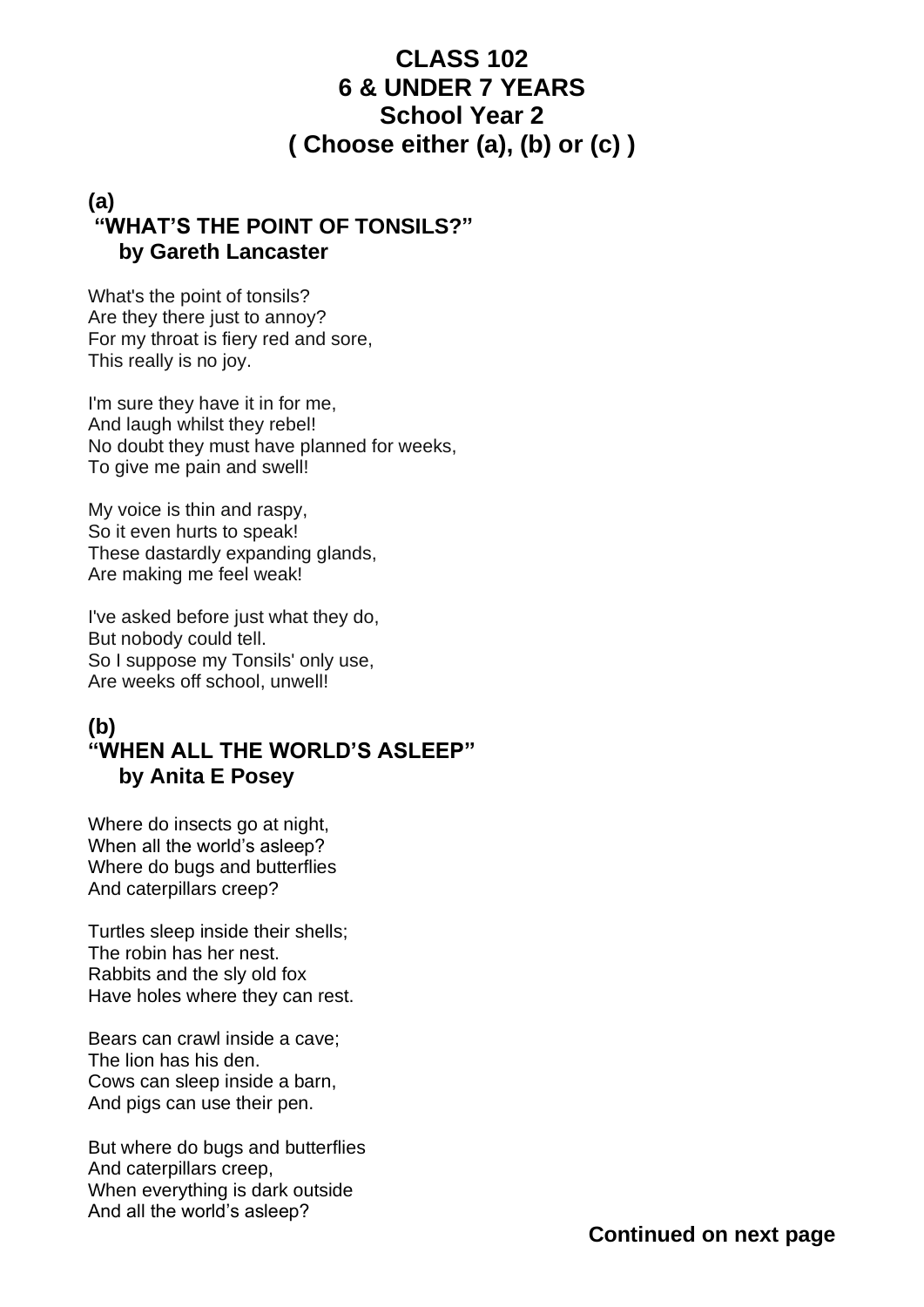# CLASS 102
# 6 & UNDER 7 YEARS
# School Year 2
# ( Choose either (a), (b) or (c) )

## (a)
## "WHAT'S THE POINT OF TONSILS?"
### by Gareth Lancaster

What's the point of tonsils?
Are they there just to annoy?
For my throat is fiery red and sore,
This really is no joy.

I'm sure they have it in for me,
And laugh whilst they rebel!
No doubt they must have planned for weeks,
To give me pain and swell!

My voice is thin and raspy,
So it even hurts to speak!
These dastardly expanding glands,
Are making me feel weak!

I've asked before just what they do,
But nobody could tell.
So I suppose my Tonsils' only use,
Are weeks off school, unwell!

## (b)
## "WHEN ALL THE WORLD'S ASLEEP"
### by Anita E Posey

Where do insects go at night,
When all the world's asleep?
Where do bugs and butterflies
And caterpillars creep?

Turtles sleep inside their shells;
The robin has her nest.
Rabbits and the sly old fox
Have holes where they can rest.

Bears can crawl inside a cave;
The lion has his den.
Cows can sleep inside a barn,
And pigs can use their pen.

But where do bugs and butterflies
And caterpillars creep,
When everything is dark outside
And all the world's asleep?

**Continued on next page**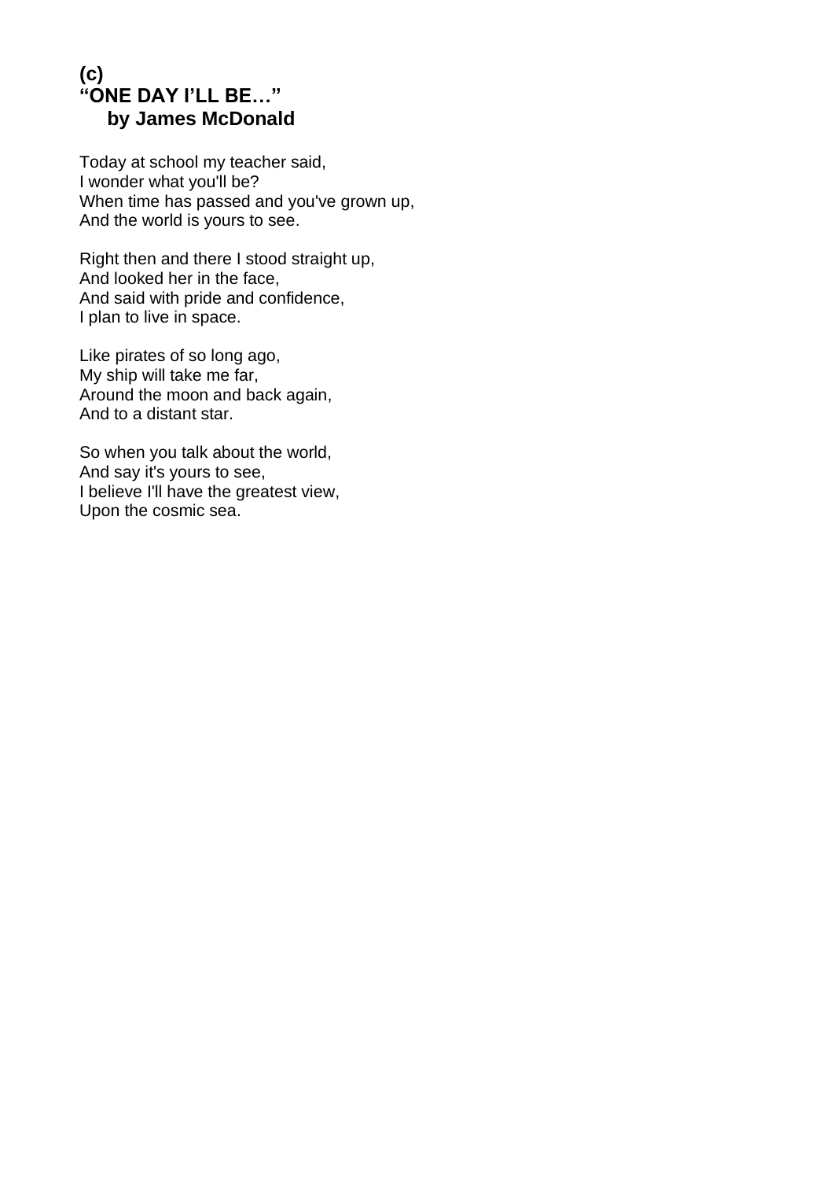**(c)**

## "ONE DAY I'LL BE…"

**by James McDonald**

Today at school my teacher said,  
I wonder what you'll be?  
When time has passed and you've grown up,  
And the world is yours to see.

Right then and there I stood straight up,  
And looked her in the face,  
And said with pride and confidence,  
I plan to live in space.

Like pirates of so long ago,  
My ship will take me far,  
Around the moon and back again,  
And to a distant star.

So when you talk about the world,  
And say it's yours to see,  
I believe I'll have the greatest view,  
Upon the cosmic sea.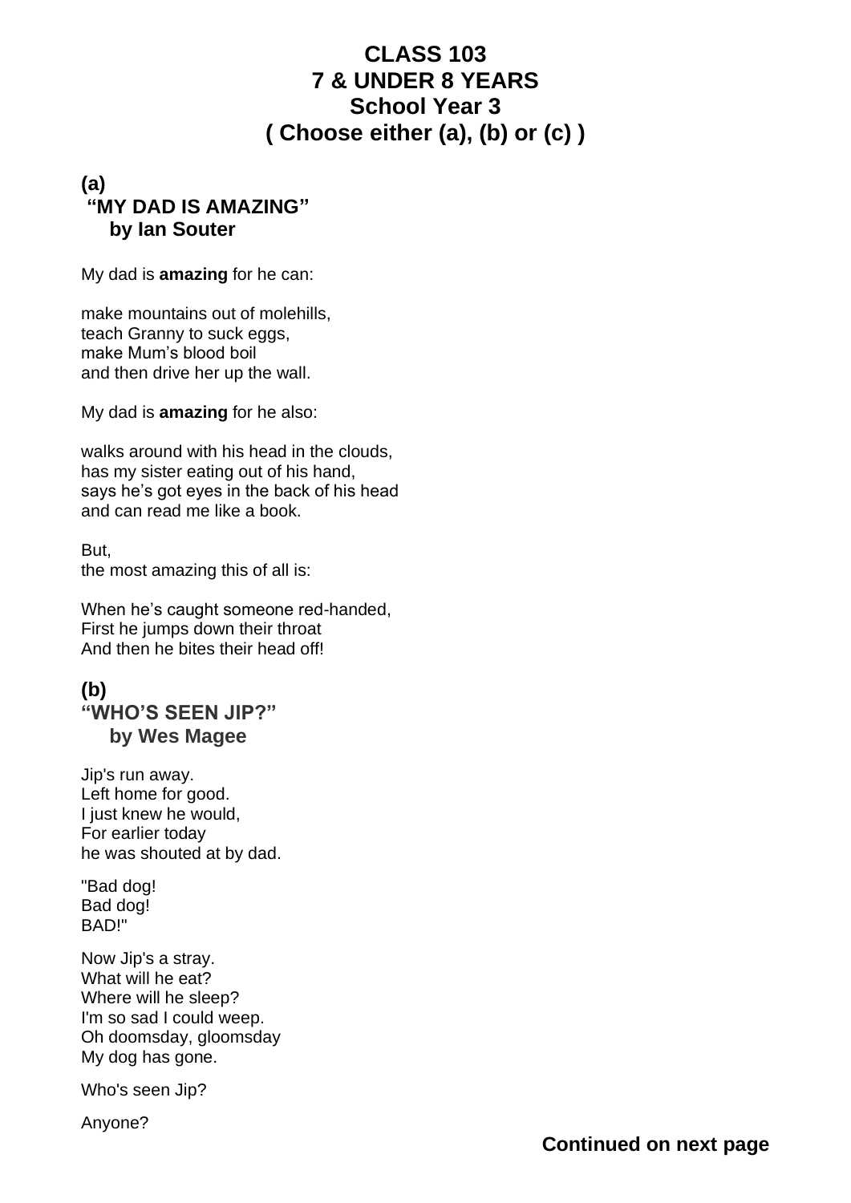# CLASS 103
# 7 & UNDER 8 YEARS
# School Year 3
# ( Choose either (a), (b) or (c) )

## (a)
## "MY DAD IS AMAZING"
### by Ian Souter

My dad is **amazing** for he can:

make mountains out of molehills,
teach Granny to suck eggs,
make Mum's blood boil
and then drive her up the wall.

My dad is **amazing** for he also:

walks around with his head in the clouds,
has my sister eating out of his hand,
says he's got eyes in the back of his head
and can read me like a book.

But,
the most amazing this of all is:

When he's caught someone red-handed,
First he jumps down their throat
And then he bites their head off!

## (b)
## "WHO'S SEEN JIP?"
### by Wes Magee

Jip's run away.
Left home for good.
I just knew he would,
For earlier today
he was shouted at by dad.

"Bad dog!
Bad dog!
BAD!"

Now Jip's a stray.
What will he eat?
Where will he sleep?
I'm so sad I could weep.
Oh doomsday, gloomsday
My dog has gone.

Who's seen Jip?

Anyone?

**Continued on next page**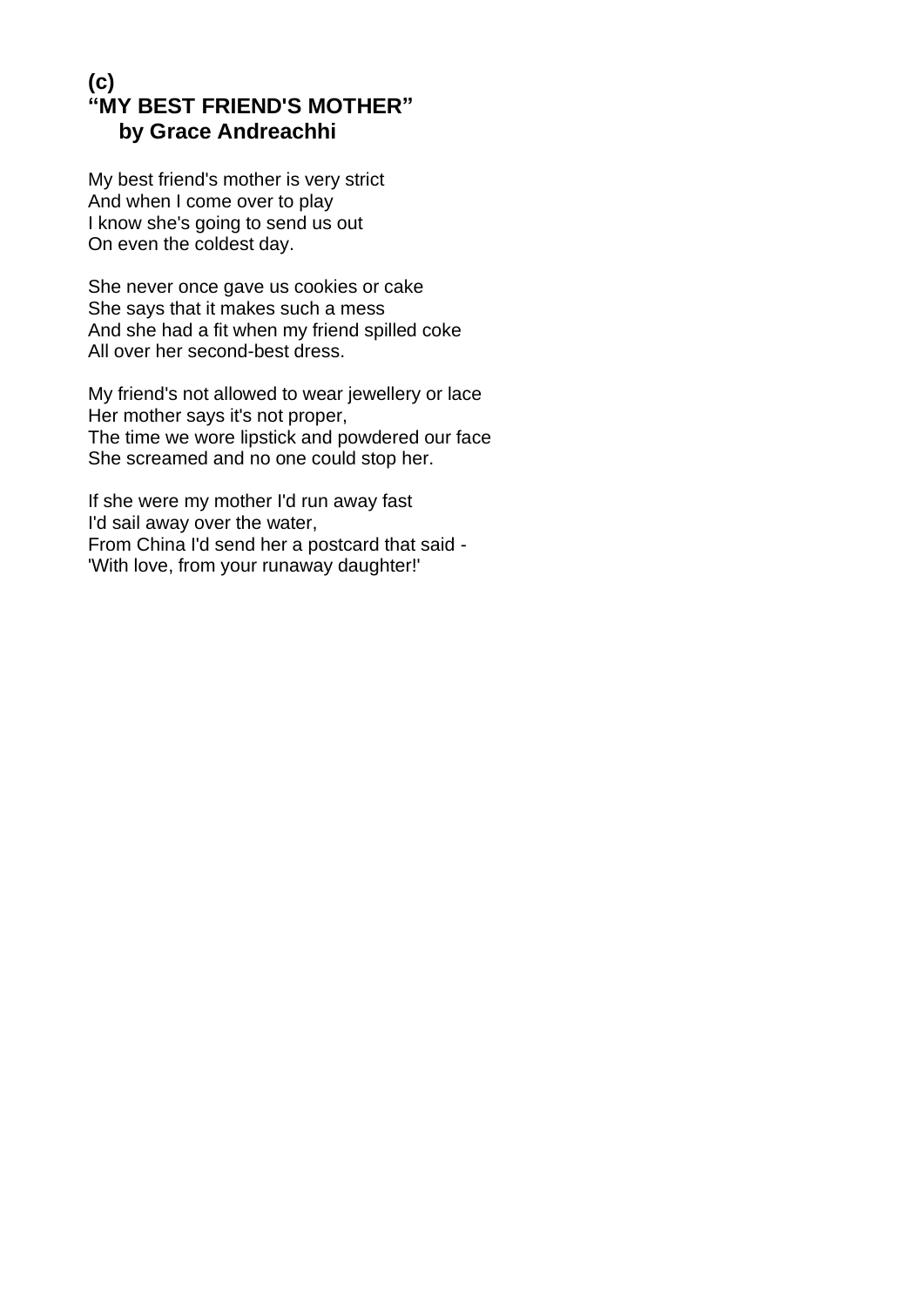**(c)**
**“MY BEST FRIEND'S MOTHER”**
**by Grace Andreachhi**

My best friend's mother is very strict
And when I come over to play
I know she's going to send us out
On even the coldest day.

She never once gave us cookies or cake
She says that it makes such a mess
And she had a fit when my friend spilled coke
All over her second-best dress.

My friend's not allowed to wear jewellery or lace
Her mother says it's not proper,
The time we wore lipstick and powdered our face
She screamed and no one could stop her.

If she were my mother I'd run away fast
I'd sail away over the water,
From China I'd send her a postcard that said -
'With love, from your runaway daughter!'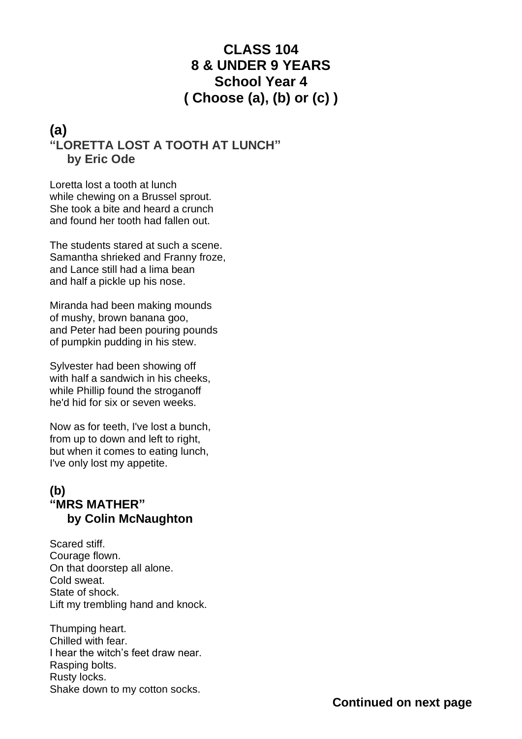# CLASS 104
# 8 & UNDER 9 YEARS
# School Year 4
# ( Choose (a), (b) or (c) )

## (a)

### "LORETTA LOST A TOOTH AT LUNCH"
### by Eric Ode

Loretta lost a tooth at lunch
while chewing on a Brussel sprout.
She took a bite and heard a crunch
and found her tooth had fallen out.

The students stared at such a scene.
Samantha shrieked and Franny froze,
and Lance still had a lima bean
and half a pickle up his nose.

Miranda had been making mounds
of mushy, brown banana goo,
and Peter had been pouring pounds
of pumpkin pudding in his stew.

Sylvester had been showing off
with half a sandwich in his cheeks,
while Phillip found the stroganoff
he'd hid for six or seven weeks.

Now as for teeth, I've lost a bunch,
from up to down and left to right,
but when it comes to eating lunch,
I've only lost my appetite.

## (b)

### "MRS MATHER"
### by Colin McNaughton

Scared stiff.
Courage flown.
On that doorstep all alone.
Cold sweat.
State of shock.
Lift my trembling hand and knock.

Thumping heart.
Chilled with fear.
I hear the witch's feet draw near.
Rasping bolts.
Rusty locks.
Shake down to my cotton socks.

**Continued on next page**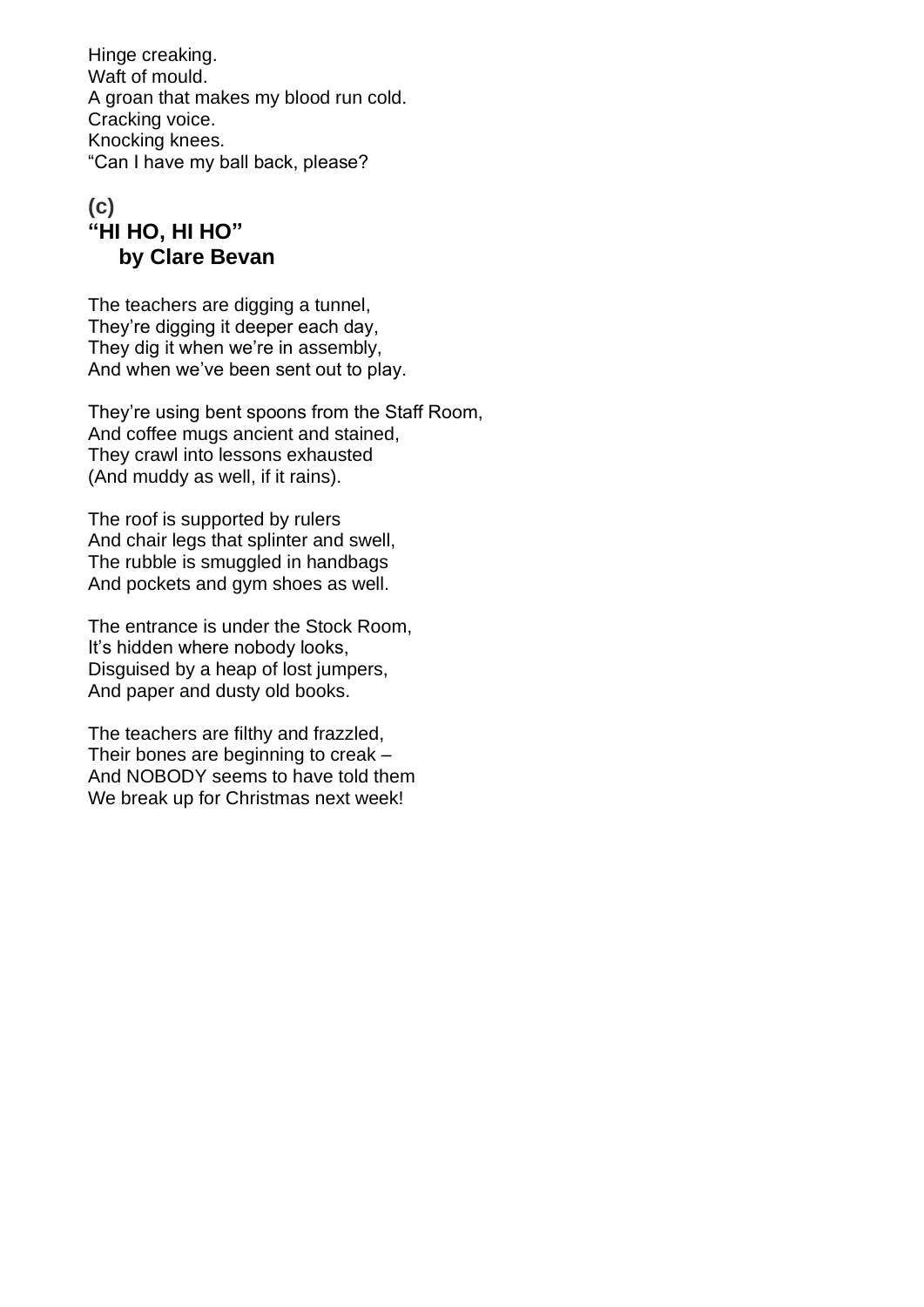Hinge creaking.  
Waft of mould.  
A groan that makes my blood run cold.  
Cracking voice.  
Knocking knees.  
"Can I have my ball back, please?

## (c)
## "HI HO, HI HO"
### by Clare Bevan

The teachers are digging a tunnel,  
They're digging it deeper each day,  
They dig it when we're in assembly,  
And when we've been sent out to play.

They're using bent spoons from the Staff Room,  
And coffee mugs ancient and stained,  
They crawl into lessons exhausted  
(And muddy as well, if it rains).

The roof is supported by rulers  
And chair legs that splinter and swell,  
The rubble is smuggled in handbags  
And pockets and gym shoes as well.

The entrance is under the Stock Room,  
It's hidden where nobody looks,  
Disguised by a heap of lost jumpers,  
And paper and dusty old books.

The teachers are filthy and frazzled,  
Their bones are beginning to creak –  
And NOBODY seems to have told them  
We break up for Christmas next week!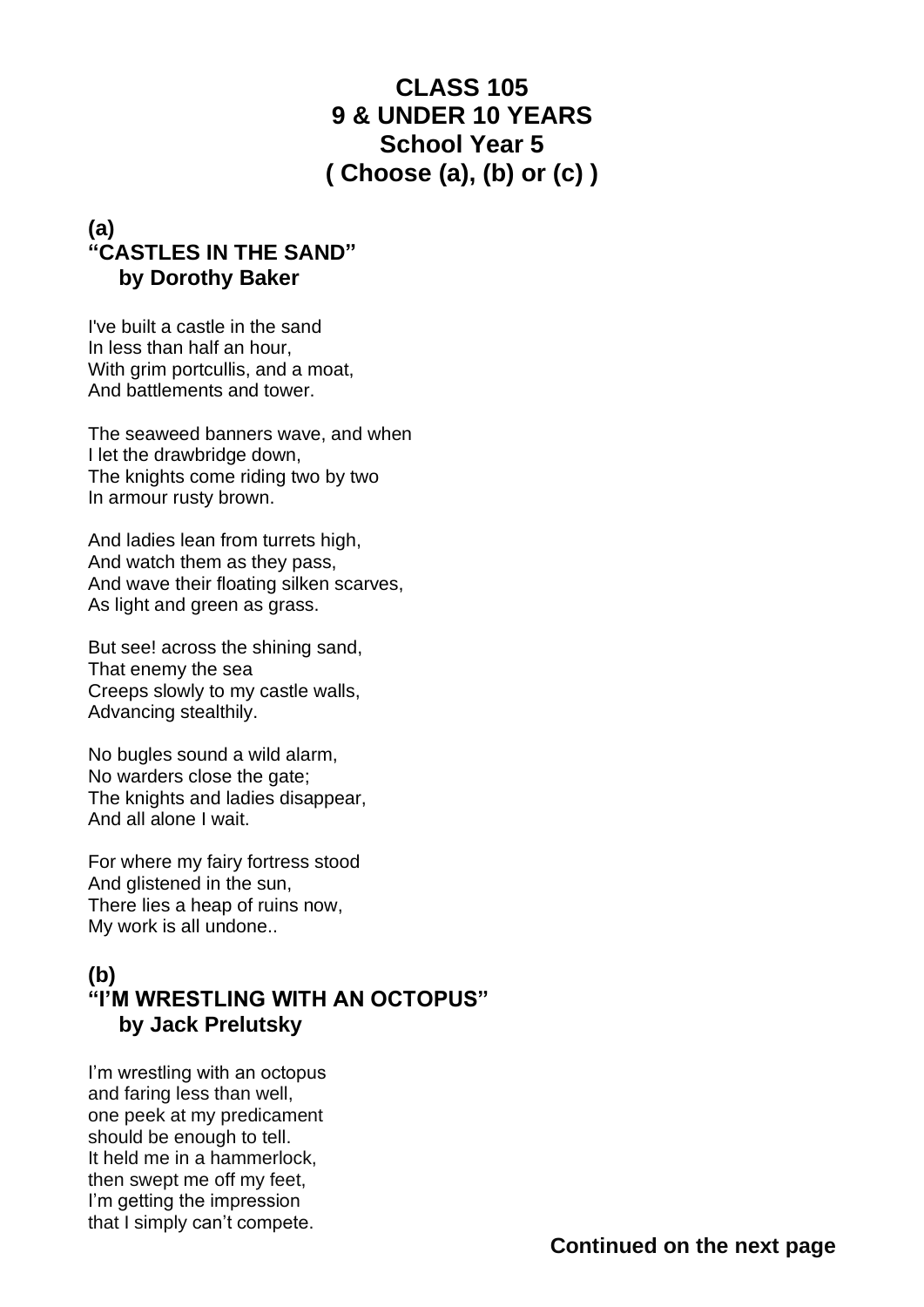# CLASS 105
# 9 & UNDER 10 YEARS
# School Year 5
# ( Choose (a), (b) or (c) )

## (a)
## "CASTLES IN THE SAND"
**by Dorothy Baker**

I've built a castle in the sand  
In less than half an hour,  
With grim portcullis, and a moat,  
And battlements and tower.

The seaweed banners wave, and when  
I let the drawbridge down,  
The knights come riding two by two  
In armour rusty brown.

And ladies lean from turrets high,  
And watch them as they pass,  
And wave their floating silken scarves,  
As light and green as grass.

But see! across the shining sand,  
That enemy the sea  
Creeps slowly to my castle walls,  
Advancing stealthily.

No bugles sound a wild alarm,  
No warders close the gate;  
The knights and ladies disappear,  
And all alone I wait.

For where my fairy fortress stood  
And glistened in the sun,  
There lies a heap of ruins now,  
My work is all undone..

## (b)
## "I'M WRESTLING WITH AN OCTOPUS"
**by Jack Prelutsky**

I'm wrestling with an octopus  
and faring less than well,  
one peek at my predicament  
should be enough to tell.  
It held me in a hammerlock,  
then swept me off my feet,  
I'm getting the impression  
that I simply can't compete.

**Continued on the next page**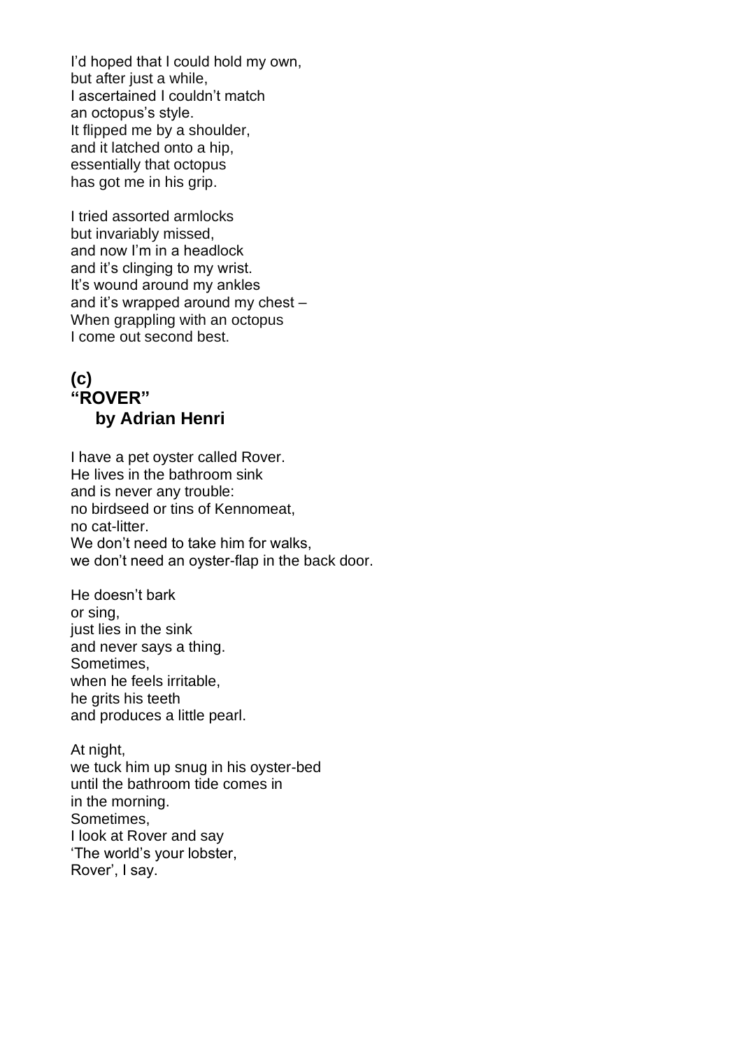I'd hoped that I could hold my own,
but after just a while,
I ascertained I couldn't match
an octopus's style.
It flipped me by a shoulder,
and it latched onto a hip,
essentially that octopus
has got me in his grip.

I tried assorted armlocks
but invariably missed,
and now I'm in a headlock
and it's clinging to my wrist.
It's wound around my ankles
and it's wrapped around my chest –
When grappling with an octopus
I come out second best.

## (c)
## "ROVER"
### by Adrian Henri

I have a pet oyster called Rover.
He lives in the bathroom sink
and is never any trouble:
no birdseed or tins of Kennomeat,
no cat-litter.
We don't need to take him for walks,
we don't need an oyster-flap in the back door.

He doesn't bark
or sing,
just lies in the sink
and never says a thing.
Sometimes,
when he feels irritable,
he grits his teeth
and produces a little pearl.

At night,
we tuck him up snug in his oyster-bed
until the bathroom tide comes in
in the morning.
Sometimes,
I look at Rover and say
'The world's your lobster,
Rover', I say.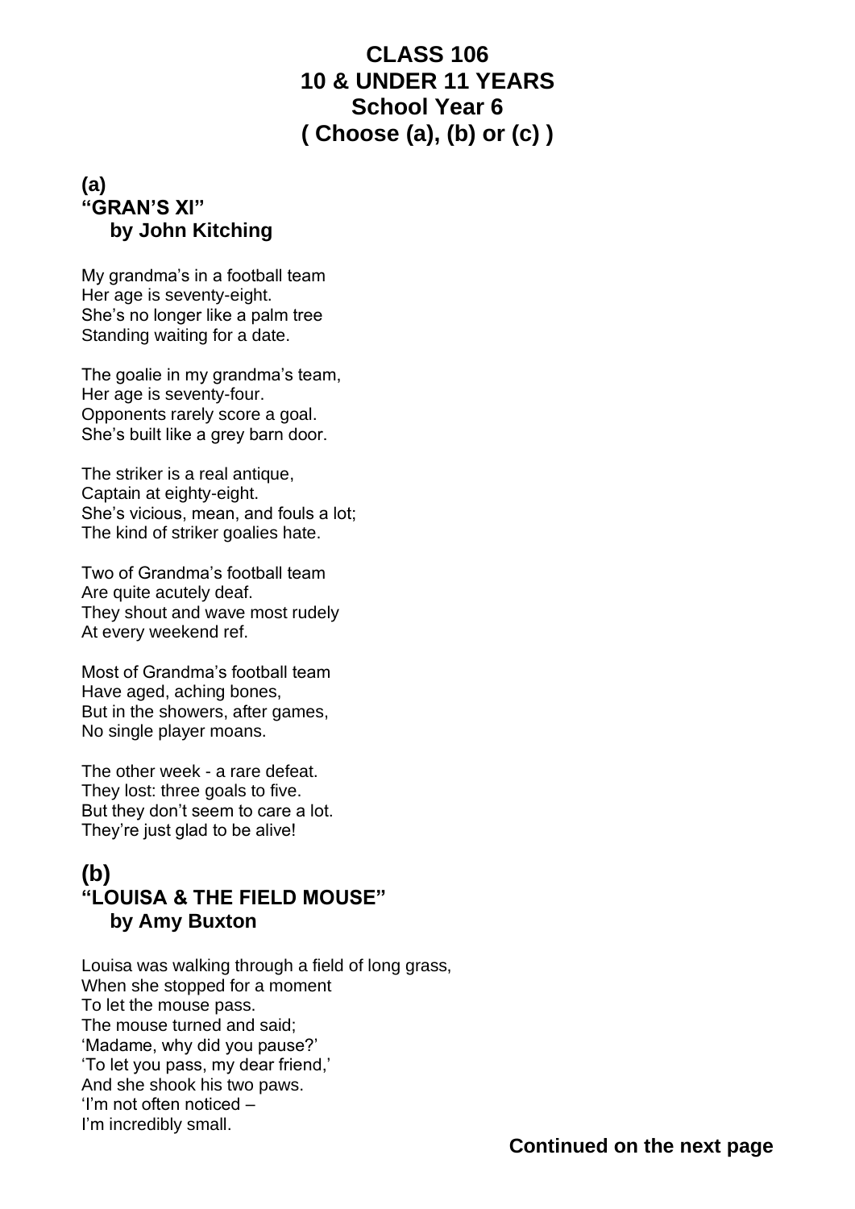# CLASS 106
# 10 & UNDER 11 YEARS
# School Year 6
# ( Choose (a), (b) or (c) )

### (a)
### "GRAN'S XI"
### by John Kitching

My grandma's in a football team  
Her age is seventy-eight.  
She's no longer like a palm tree  
Standing waiting for a date.

The goalie in my grandma's team,  
Her age is seventy-four.  
Opponents rarely score a goal.  
She's built like a grey barn door.

The striker is a real antique,  
Captain at eighty-eight.  
She's vicious, mean, and fouls a lot;  
The kind of striker goalies hate.

Two of Grandma's football team  
Are quite acutely deaf.  
They shout and wave most rudely  
At every weekend ref.

Most of Grandma's football team  
Have aged, aching bones,  
But in the showers, after games,  
No single player moans.

The other week - a rare defeat.  
They lost: three goals to five.  
But they don't seem to care a lot.  
They're just glad to be alive!

## (b)
### "LOUISA & THE FIELD MOUSE"
### by Amy Buxton

Louisa was walking through a field of long grass,  
When she stopped for a moment  
To let the mouse pass.  
The mouse turned and said;  
'Madame, why did you pause?'  
'To let you pass, my dear friend,'  
And she shook his two paws.  
'I'm not often noticed –  
I'm incredibly small.

**Continued on the next page**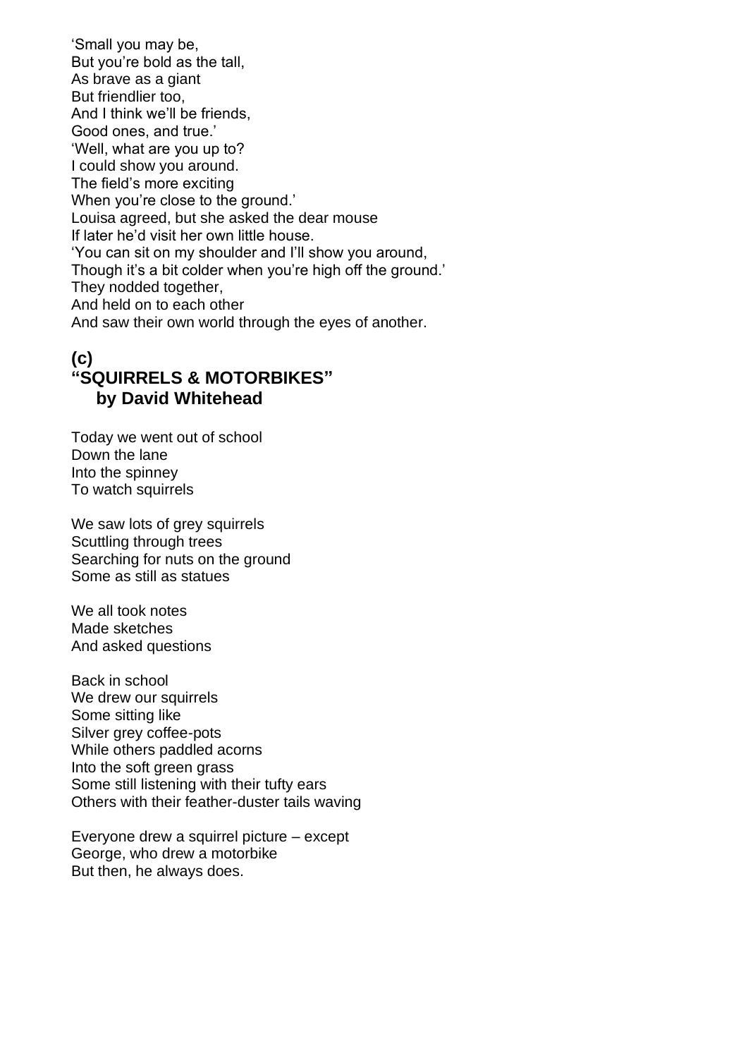'Small you may be,  
But you're bold as the tall,  
As brave as a giant  
But friendlier too,  
And I think we'll be friends,  
Good ones, and true.'  
'Well, what are you up to?  
I could show you around.  
The field's more exciting  
When you're close to the ground.'  
Louisa agreed, but she asked the dear mouse  
If later he'd visit her own little house.  
'You can sit on my shoulder and I'll show you around,  
Though it's a bit colder when you're high off the ground.'  
They nodded together,  
And held on to each other  
And saw their own world through the eyes of another.

## (c)
## "SQUIRRELS & MOTORBIKES"
### by David Whitehead

Today we went out of school  
Down the lane  
Into the spinney  
To watch squirrels

We saw lots of grey squirrels  
Scuttling through trees  
Searching for nuts on the ground  
Some as still as statues

We all took notes  
Made sketches  
And asked questions

Back in school  
We drew our squirrels  
Some sitting like  
Silver grey coffee-pots  
While others paddled acorns  
Into the soft green grass  
Some still listening with their tufty ears  
Others with their feather-duster tails waving

Everyone drew a squirrel picture – except  
George, who drew a motorbike  
But then, he always does.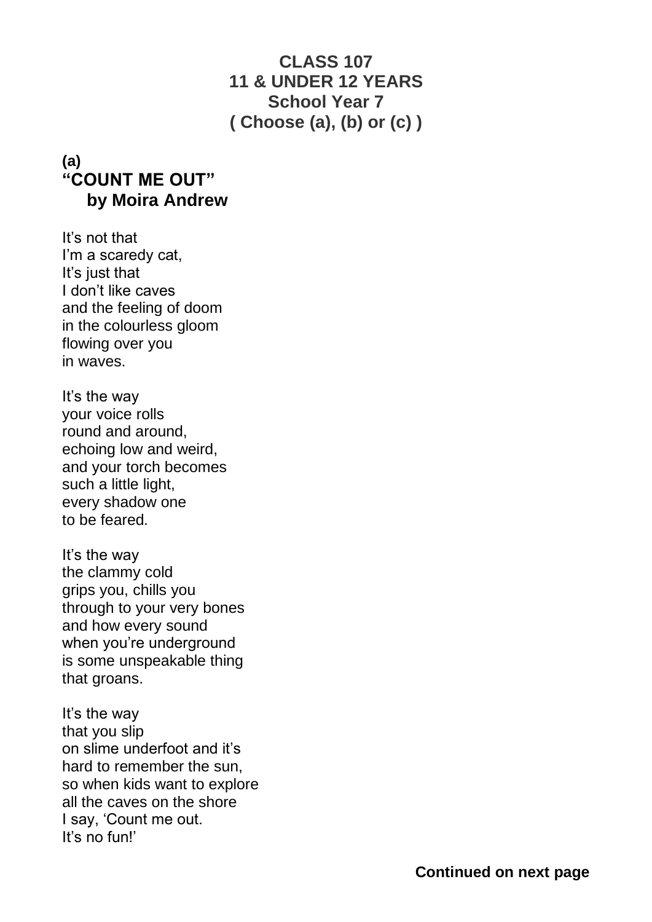**CLASS 107**
**11 & UNDER 12 YEARS**
**School Year 7**
**( Choose (a), (b) or (c) )**

**(a)**
**"COUNT ME OUT"**
**by Moira Andrew**

It's not that
I'm a scaredy cat,
It's just that
I don't like caves
and the feeling of doom
in the colourless gloom
flowing over you
in waves.

It's the way
your voice rolls
round and around,
echoing low and weird,
and your torch becomes
such a little light,
every shadow one
to be feared.

It's the way
the clammy cold
grips you, chills you
through to your very bones
and how every sound
when you're underground
is some unspeakable thing
that groans.

It's the way
that you slip
on slime underfoot and it's
hard to remember the sun,
so when kids want to explore
all the caves on the shore
I say, 'Count me out.
It's no fun!'

**Continued on next page**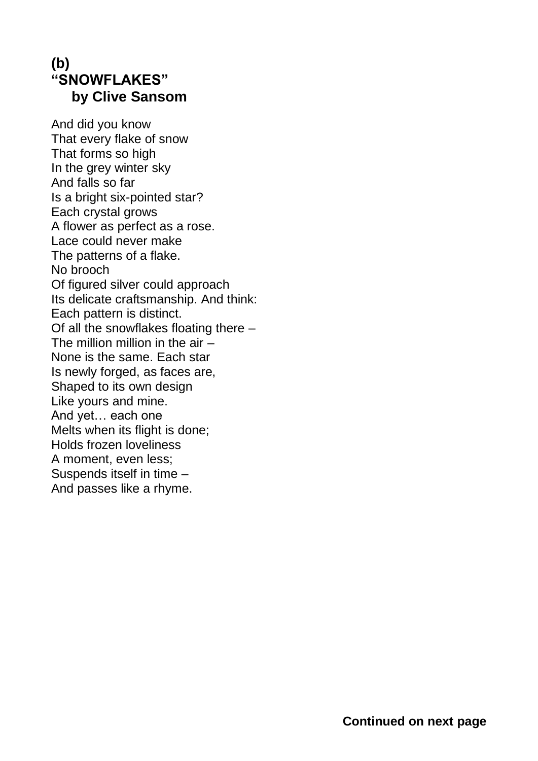**(b)**
**"SNOWFLAKES"**
**by Clive Sansom**

And did you know
That every flake of snow
That forms so high
In the grey winter sky
And falls so far
Is a bright six-pointed star?
Each crystal grows
A flower as perfect as a rose.
Lace could never make
The patterns of a flake.
No brooch
Of figured silver could approach
Its delicate craftsmanship. And think:
Each pattern is distinct.
Of all the snowflakes floating there –
The million million in the air –
None is the same. Each star
Is newly forged, as faces are,
Shaped to its own design
Like yours and mine.
And yet… each one
Melts when its flight is done;
Holds frozen loveliness
A moment, even less;
Suspends itself in time –
And passes like a rhyme.

**Continued on next page**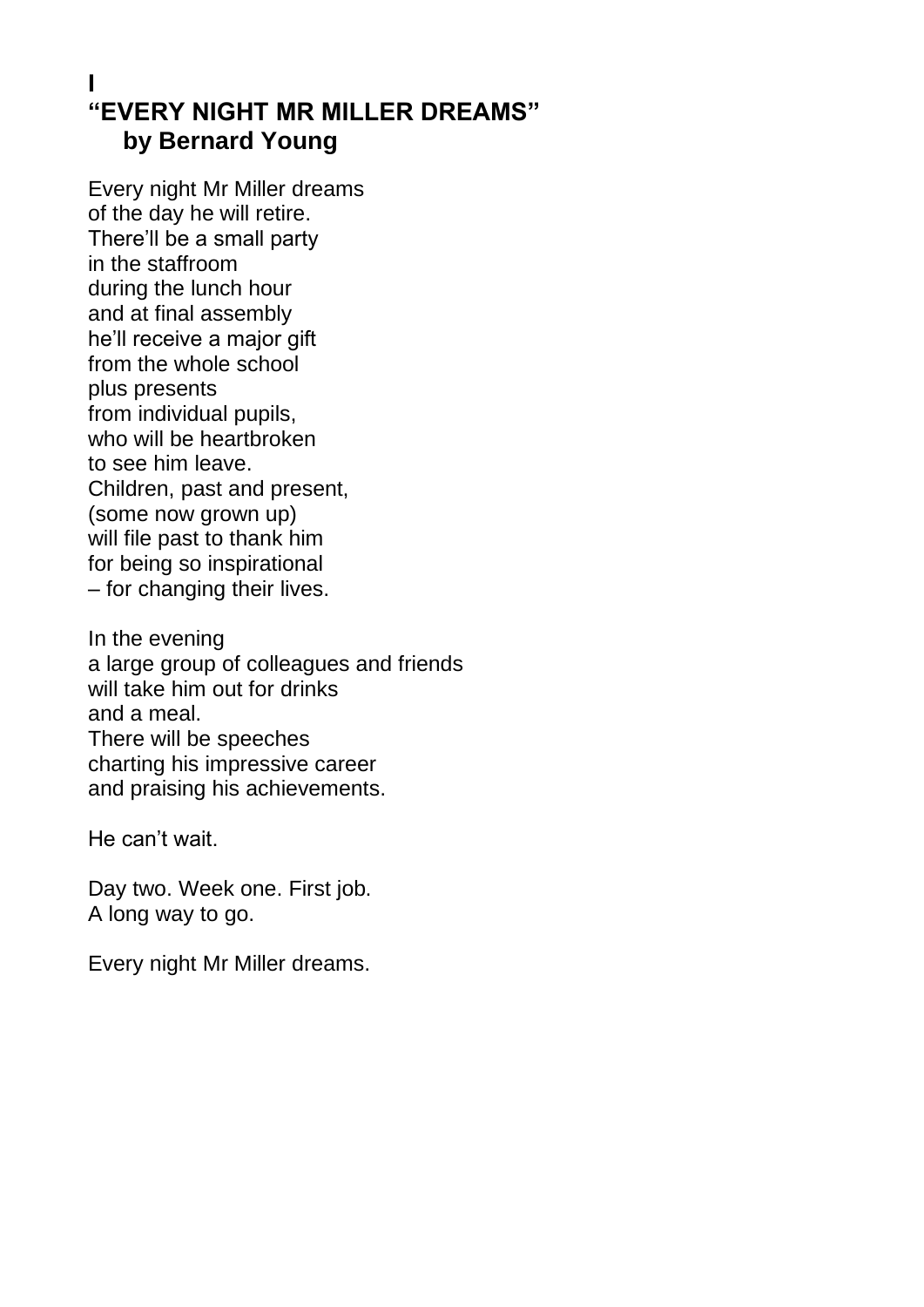# I

# "EVERY NIGHT MR MILLER DREAMS"

## by Bernard Young

Every night Mr Miller dreams  
of the day he will retire.  
There'll be a small party  
in the staffroom  
during the lunch hour  
and at final assembly  
he'll receive a major gift  
from the whole school  
plus presents  
from individual pupils,  
who will be heartbroken  
to see him leave.  
Children, past and present,  
(some now grown up)  
will file past to thank him  
for being so inspirational  
– for changing their lives.

In the evening  
a large group of colleagues and friends  
will take him out for drinks  
and a meal.  
There will be speeches  
charting his impressive career  
and praising his achievements.

He can't wait.

Day two. Week one. First job.  
A long way to go.

Every night Mr Miller dreams.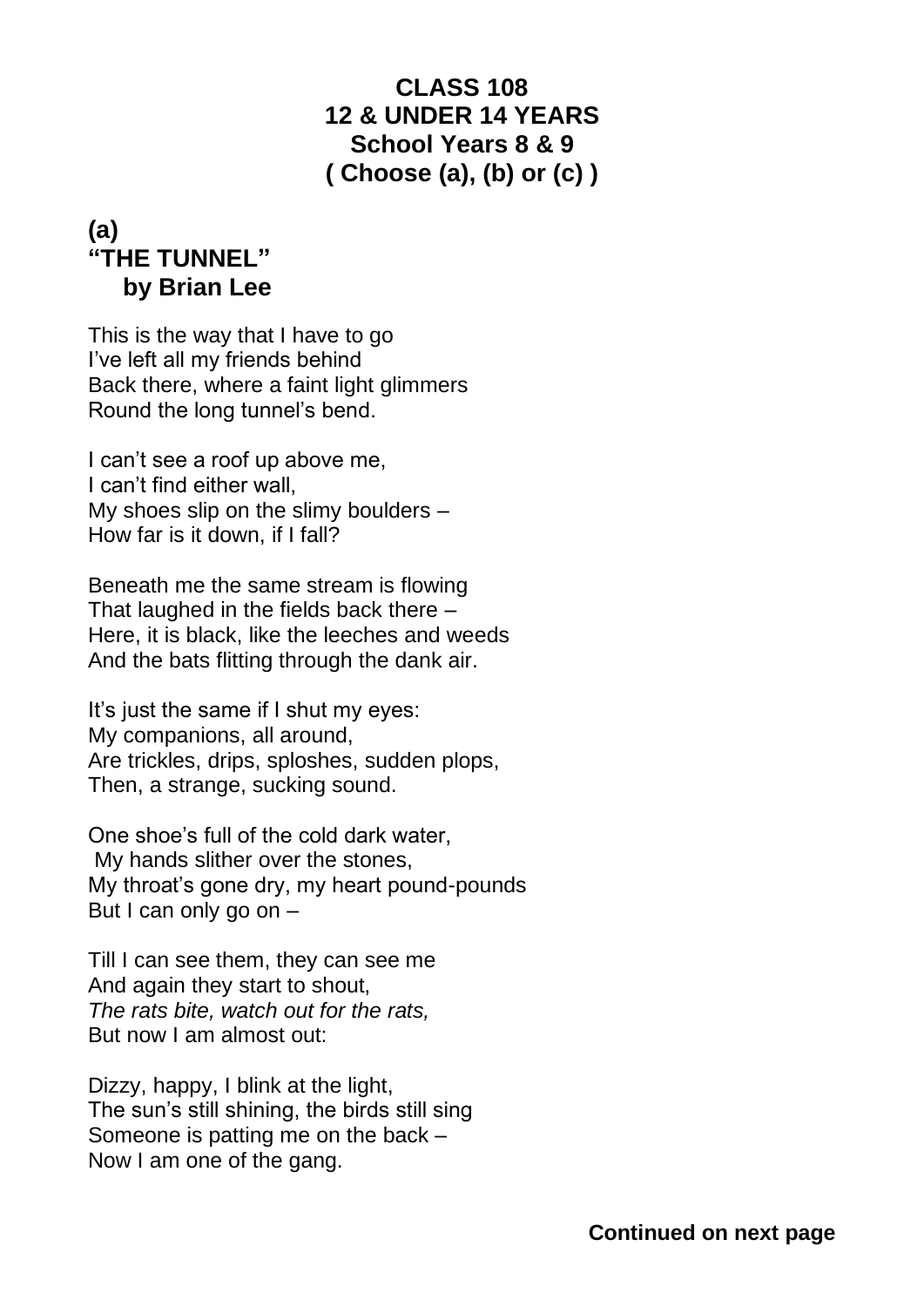# CLASS 108
# 12 & UNDER 14 YEARS
# School Years 8 & 9
# ( Choose (a), (b) or (c) )

## (a)
## "THE TUNNEL"
## by Brian Lee

This is the way that I have to go
I've left all my friends behind
Back there, where a faint light glimmers
Round the long tunnel's bend.

I can't see a roof up above me,
I can't find either wall,
My shoes slip on the slimy boulders –
How far is it down, if I fall?

Beneath me the same stream is flowing
That laughed in the fields back there –
Here, it is black, like the leeches and weeds
And the bats flitting through the dank air.

It's just the same if I shut my eyes:
My companions, all around,
Are trickles, drips, sploshes, sudden plops,
Then, a strange, sucking sound.

One shoe's full of the cold dark water,
My hands slither over the stones,
My throat's gone dry, my heart pound-pounds
But I can only go on –

Till I can see them, they can see me
And again they start to shout,
*The rats bite, watch out for the rats,*
But now I am almost out:

Dizzy, happy, I blink at the light,
The sun's still shining, the birds still sing
Someone is patting me on the back –
Now I am one of the gang.

**Continued on next page**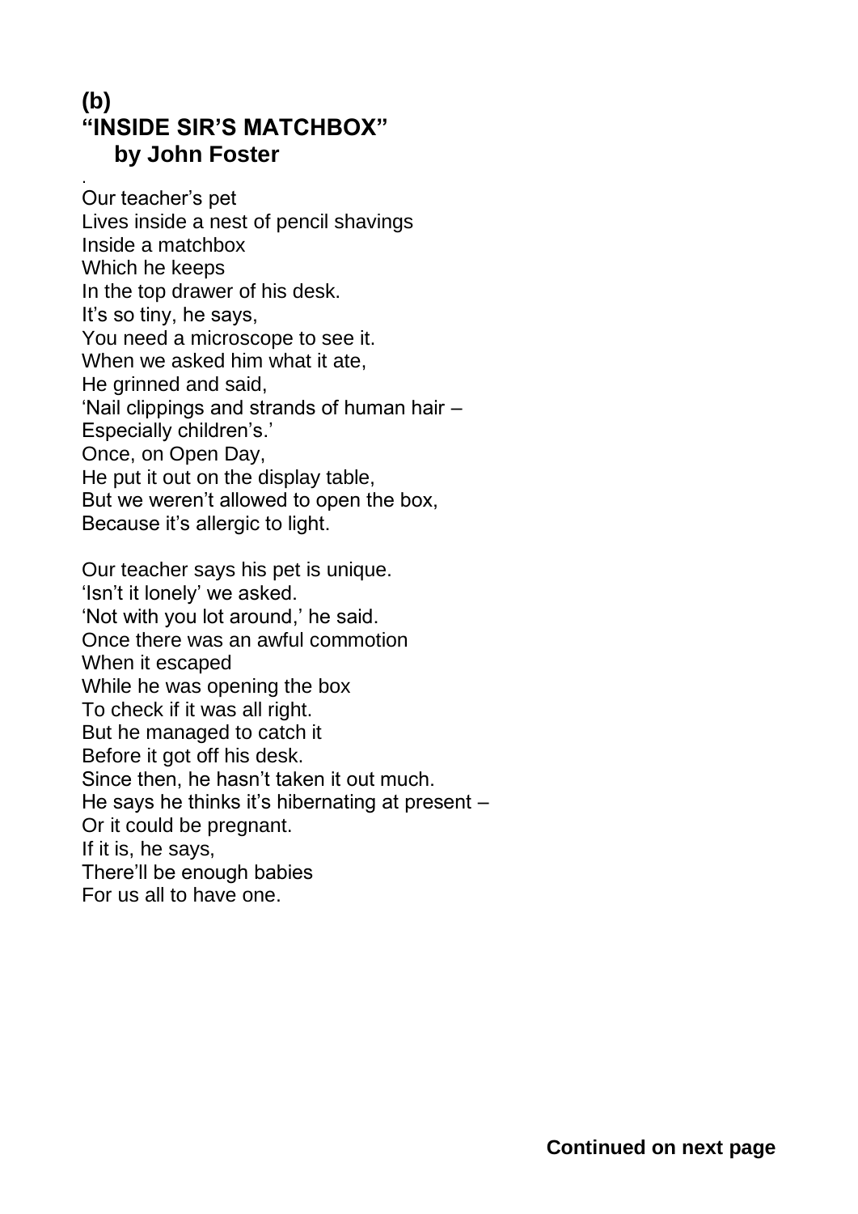## (b)
## "INSIDE SIR'S MATCHBOX"
### by John Foster

Our teacher's pet  
Lives inside a nest of pencil shavings  
Inside a matchbox  
Which he keeps  
In the top drawer of his desk.  
It's so tiny, he says,  
You need a microscope to see it.  
When we asked him what it ate,  
He grinned and said,  
'Nail clippings and strands of human hair –  
Especially children's.'  
Once, on Open Day,  
He put it out on the display table,  
But we weren't allowed to open the box,  
Because it's allergic to light.

Our teacher says his pet is unique.  
'Isn't it lonely' we asked.  
'Not with you lot around,' he said.  
Once there was an awful commotion  
When it escaped  
While he was opening the box  
To check if it was all right.  
But he managed to catch it  
Before it got off his desk.  
Since then, he hasn't taken it out much.  
He says he thinks it's hibernating at present –  
Or it could be pregnant.  
If it is, he says,  
There'll be enough babies  
For us all to have one.

**Continued on next page**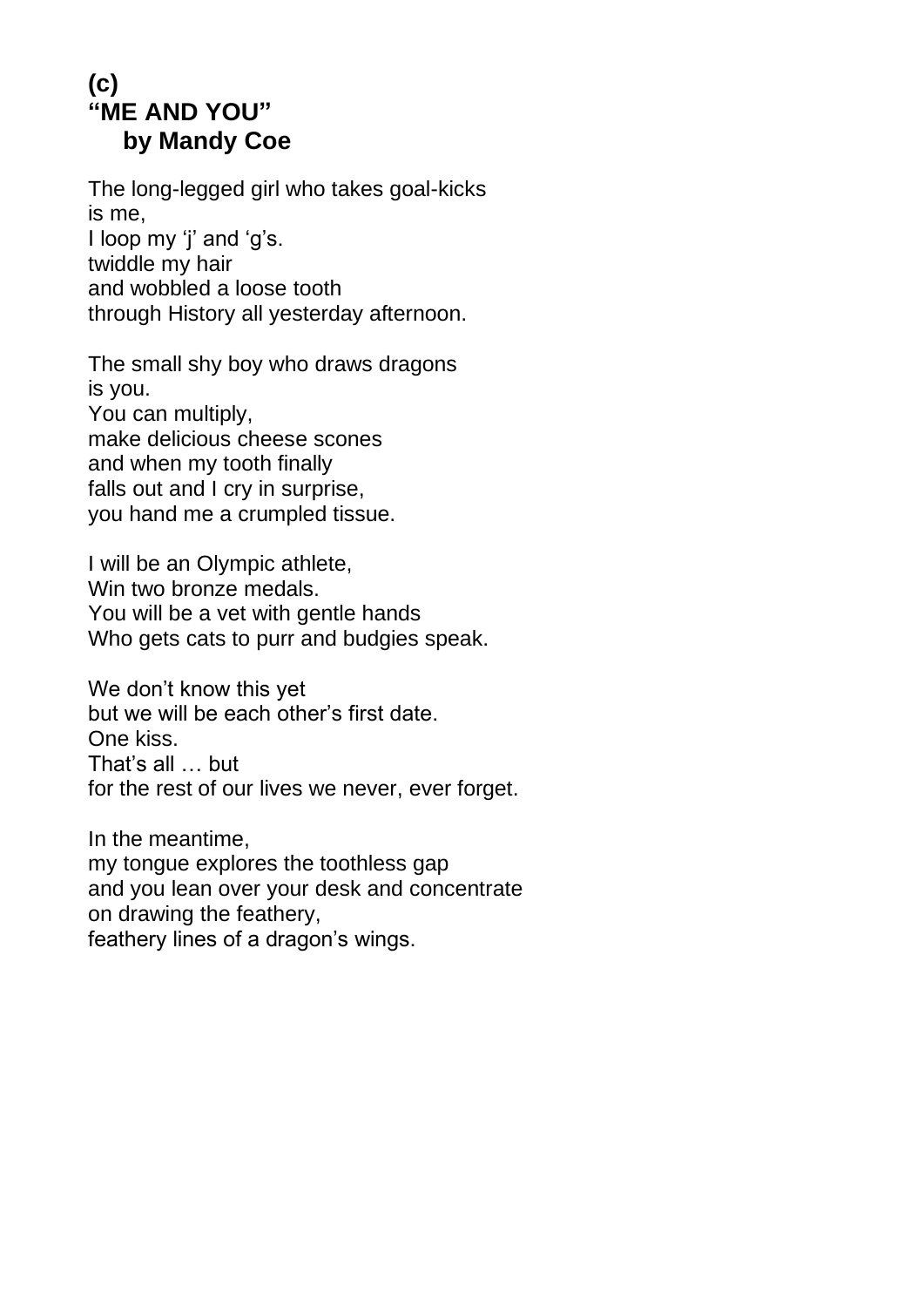**(c)**
**"ME AND YOU"**
**by Mandy Coe**

The long-legged girl who takes goal-kicks
is me,
I loop my 'j' and 'g's.
twiddle my hair
and wobbled a loose tooth
through History all yesterday afternoon.

The small shy boy who draws dragons
is you.
You can multiply,
make delicious cheese scones
and when my tooth finally
falls out and I cry in surprise,
you hand me a crumpled tissue.

I will be an Olympic athlete,
Win two bronze medals.
You will be a vet with gentle hands
Who gets cats to purr and budgies speak.

We don't know this yet
but we will be each other's first date.
One kiss.
That's all … but
for the rest of our lives we never, ever forget.

In the meantime,
my tongue explores the toothless gap
and you lean over your desk and concentrate
on drawing the feathery,
feathery lines of a dragon's wings.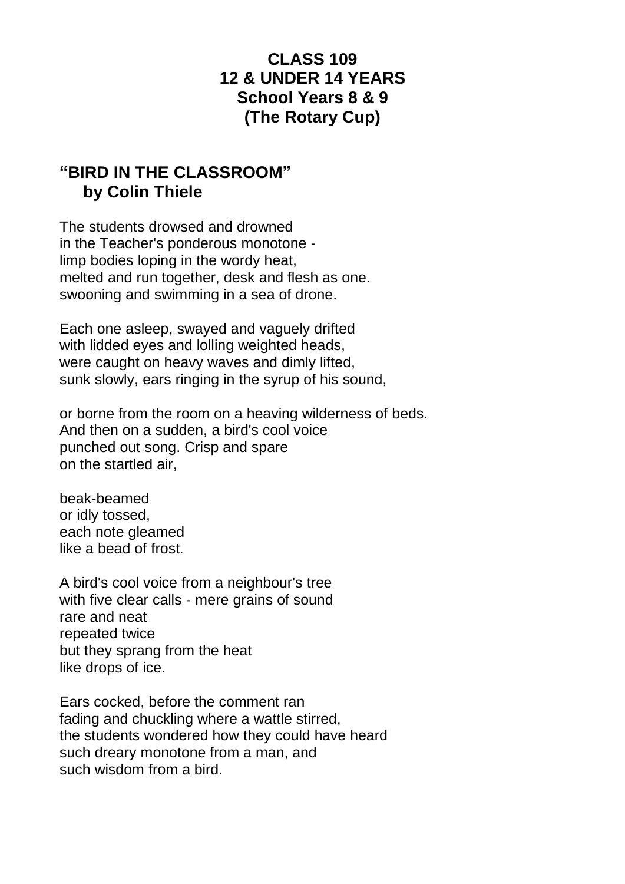**CLASS 109**
**12 & UNDER 14 YEARS**
**School Years 8 & 9**
**(The Rotary Cup)**

## "BIRD IN THE CLASSROOM"
### by Colin Thiele

The students drowsed and drowned
in the Teacher's ponderous monotone -
limp bodies loping in the wordy heat,
melted and run together, desk and flesh as one.
swooning and swimming in a sea of drone.

Each one asleep, swayed and vaguely drifted
with lidded eyes and lolling weighted heads,
were caught on heavy waves and dimly lifted,
sunk slowly, ears ringing in the syrup of his sound,

or borne from the room on a heaving wilderness of beds.
And then on a sudden, a bird's cool voice
punched out song. Crisp and spare
on the startled air,

beak-beamed
or idly tossed,
each note gleamed
like a bead of frost.

A bird's cool voice from a neighbour's tree
with five clear calls - mere grains of sound
rare and neat
repeated twice
but they sprang from the heat
like drops of ice.

Ears cocked, before the comment ran
fading and chuckling where a wattle stirred,
the students wondered how they could have heard
such dreary monotone from a man, and
such wisdom from a bird.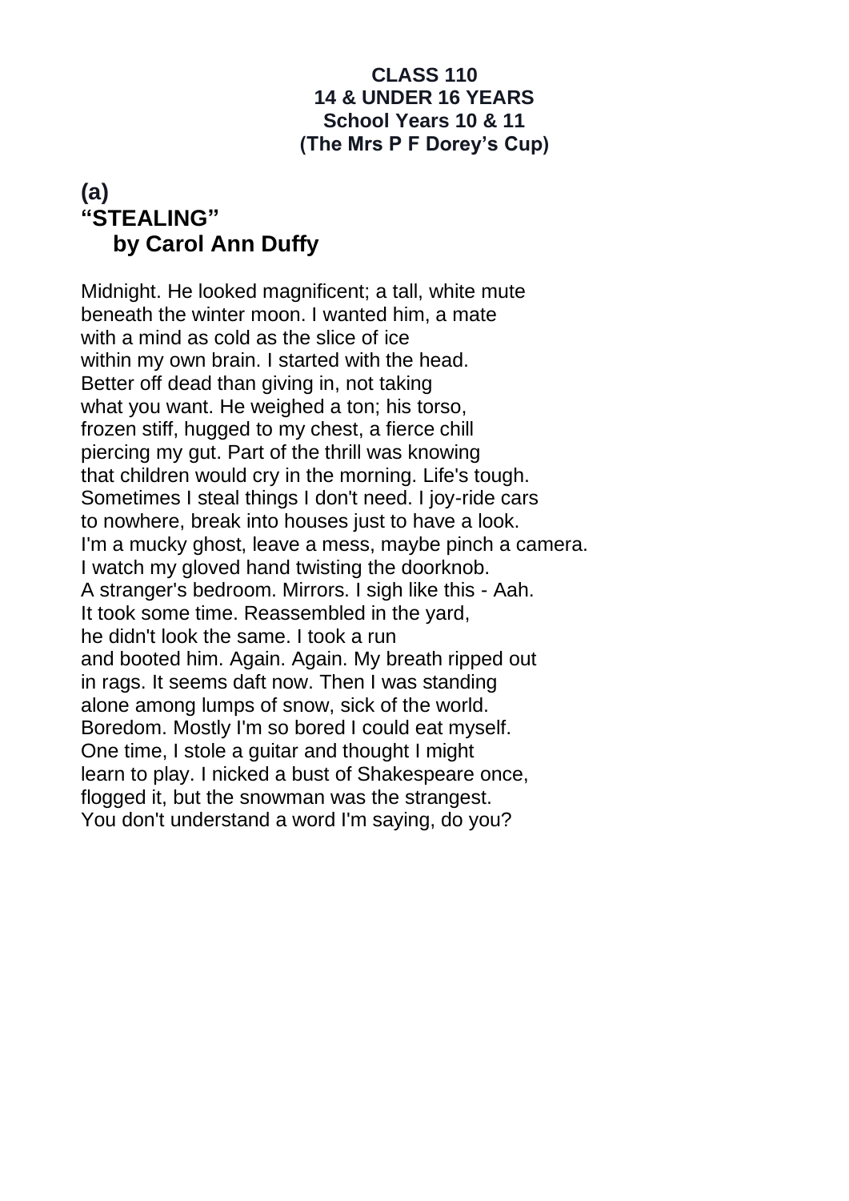**CLASS 110**
**14 & UNDER 16 YEARS**
**School Years 10 & 11**
**(The Mrs P F Dorey's Cup)**

## (a)
## "STEALING"
## by Carol Ann Duffy

Midnight. He looked magnificent; a tall, white mute
beneath the winter moon. I wanted him, a mate
with a mind as cold as the slice of ice
within my own brain. I started with the head.
Better off dead than giving in, not taking
what you want. He weighed a ton; his torso,
frozen stiff, hugged to my chest, a fierce chill
piercing my gut. Part of the thrill was knowing
that children would cry in the morning. Life's tough.
Sometimes I steal things I don't need. I joy-ride cars
to nowhere, break into houses just to have a look.
I'm a mucky ghost, leave a mess, maybe pinch a camera.
I watch my gloved hand twisting the doorknob.
A stranger's bedroom. Mirrors. I sigh like this - Aah.
It took some time. Reassembled in the yard,
he didn't look the same. I took a run
and booted him. Again. Again. My breath ripped out
in rags. It seems daft now. Then I was standing
alone among lumps of snow, sick of the world.
Boredom. Mostly I'm so bored I could eat myself.
One time, I stole a guitar and thought I might
learn to play. I nicked a bust of Shakespeare once,
flogged it, but the snowman was the strangest.
You don't understand a word I'm saying, do you?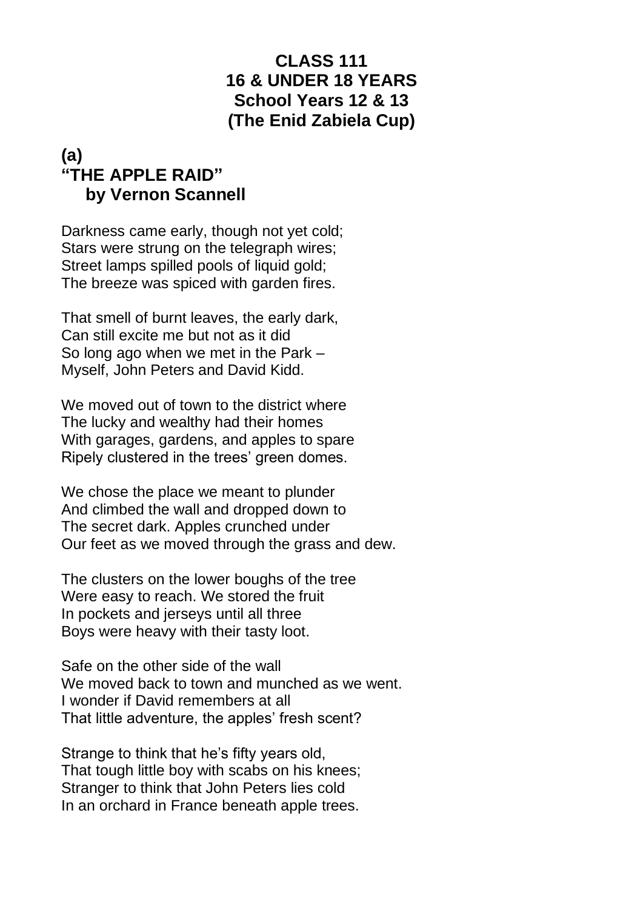**CLASS 111**
**16 & UNDER 18 YEARS**
**School Years 12 & 13**
**(The Enid Zabiela Cup)**

## (a)
## "THE APPLE RAID"
### by Vernon Scannell

Darkness came early, though not yet cold;
Stars were strung on the telegraph wires;
Street lamps spilled pools of liquid gold;
The breeze was spiced with garden fires.

That smell of burnt leaves, the early dark,
Can still excite me but not as it did
So long ago when we met in the Park –
Myself, John Peters and David Kidd.

We moved out of town to the district where
The lucky and wealthy had their homes
With garages, gardens, and apples to spare
Ripely clustered in the trees' green domes.

We chose the place we meant to plunder
And climbed the wall and dropped down to
The secret dark. Apples crunched under
Our feet as we moved through the grass and dew.

The clusters on the lower boughs of the tree
Were easy to reach. We stored the fruit
In pockets and jerseys until all three
Boys were heavy with their tasty loot.

Safe on the other side of the wall
We moved back to town and munched as we went.
I wonder if David remembers at all
That little adventure, the apples' fresh scent?

Strange to think that he's fifty years old,
That tough little boy with scabs on his knees;
Stranger to think that John Peters lies cold
In an orchard in France beneath apple trees.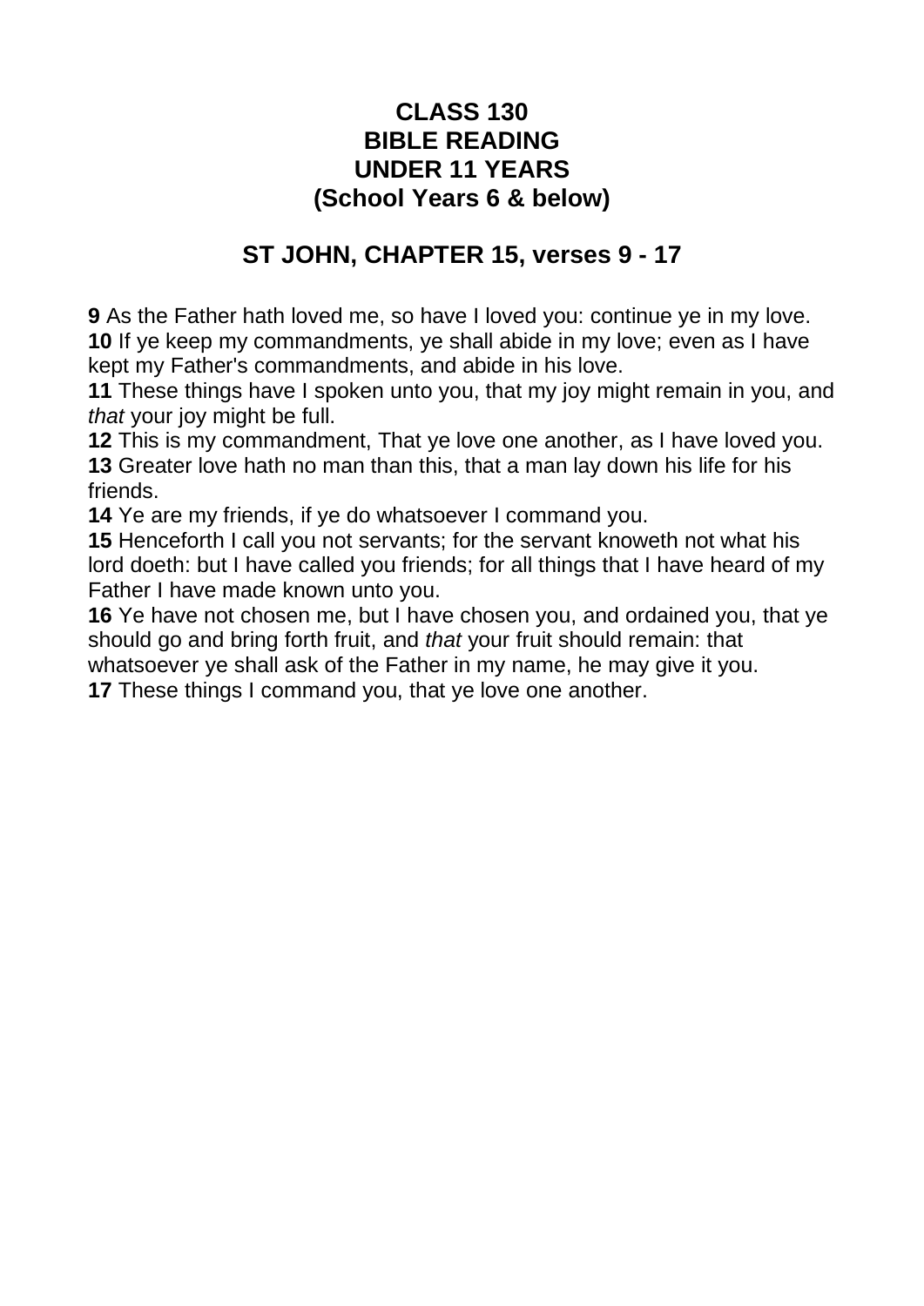# CLASS 130
# BIBLE READING
# UNDER 11 YEARS
# (School Years 6 & below)

## ST JOHN, CHAPTER 15, verses 9 - 17

**9** As the Father hath loved me, so have I loved you: continue ye in my love.
**10** If ye keep my commandments, ye shall abide in my love; even as I have kept my Father's commandments, and abide in his love.
**11** These things have I spoken unto you, that my joy might remain in you, and *that* your joy might be full.
**12** This is my commandment, That ye love one another, as I have loved you.
**13** Greater love hath no man than this, that a man lay down his life for his friends.
**14** Ye are my friends, if ye do whatsoever I command you.
**15** Henceforth I call you not servants; for the servant knoweth not what his lord doeth: but I have called you friends; for all things that I have heard of my Father I have made known unto you.
**16** Ye have not chosen me, but I have chosen you, and ordained you, that ye should go and bring forth fruit, and *that* your fruit should remain: that whatsoever ye shall ask of the Father in my name, he may give it you.
**17** These things I command you, that ye love one another.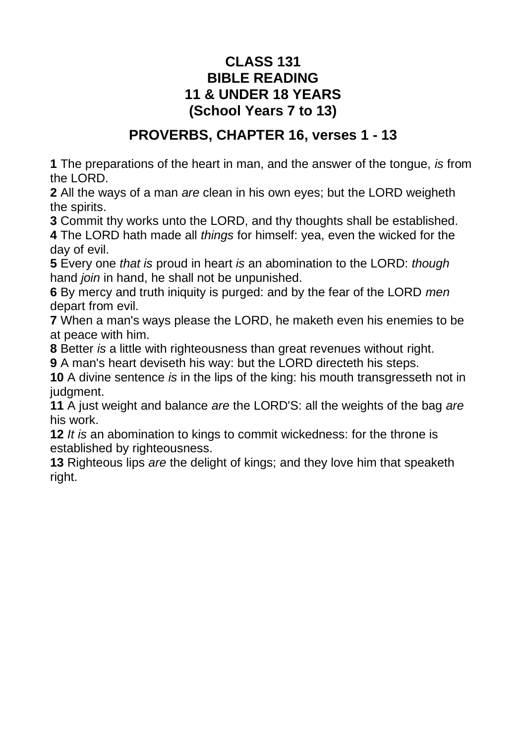# CLASS 131
# BIBLE READING
# 11 & UNDER 18 YEARS
# (School Years 7 to 13)

## PROVERBS, CHAPTER 16, verses 1 - 13

**1** The preparations of the heart in man, and the answer of the tongue, *is* from the LORD.
**2** All the ways of a man *are* clean in his own eyes; but the LORD weigheth the spirits.
**3** Commit thy works unto the LORD, and thy thoughts shall be established.
**4** The LORD hath made all *things* for himself: yea, even the wicked for the day of evil.
**5** Every one *that is* proud in heart *is* an abomination to the LORD: *though* hand *join* in hand, he shall not be unpunished.
**6** By mercy and truth iniquity is purged: and by the fear of the LORD *men* depart from evil.
**7** When a man's ways please the LORD, he maketh even his enemies to be at peace with him.
**8** Better *is* a little with righteousness than great revenues without right.
**9** A man's heart deviseth his way: but the LORD directeth his steps.
**10** A divine sentence *is* in the lips of the king: his mouth transgresseth not in judgment.
**11** A just weight and balance *are* the LORD'S: all the weights of the bag *are* his work.
**12** *It is* an abomination to kings to commit wickedness: for the throne is established by righteousness.
**13** Righteous lips *are* the delight of kings; and they love him that speaketh right.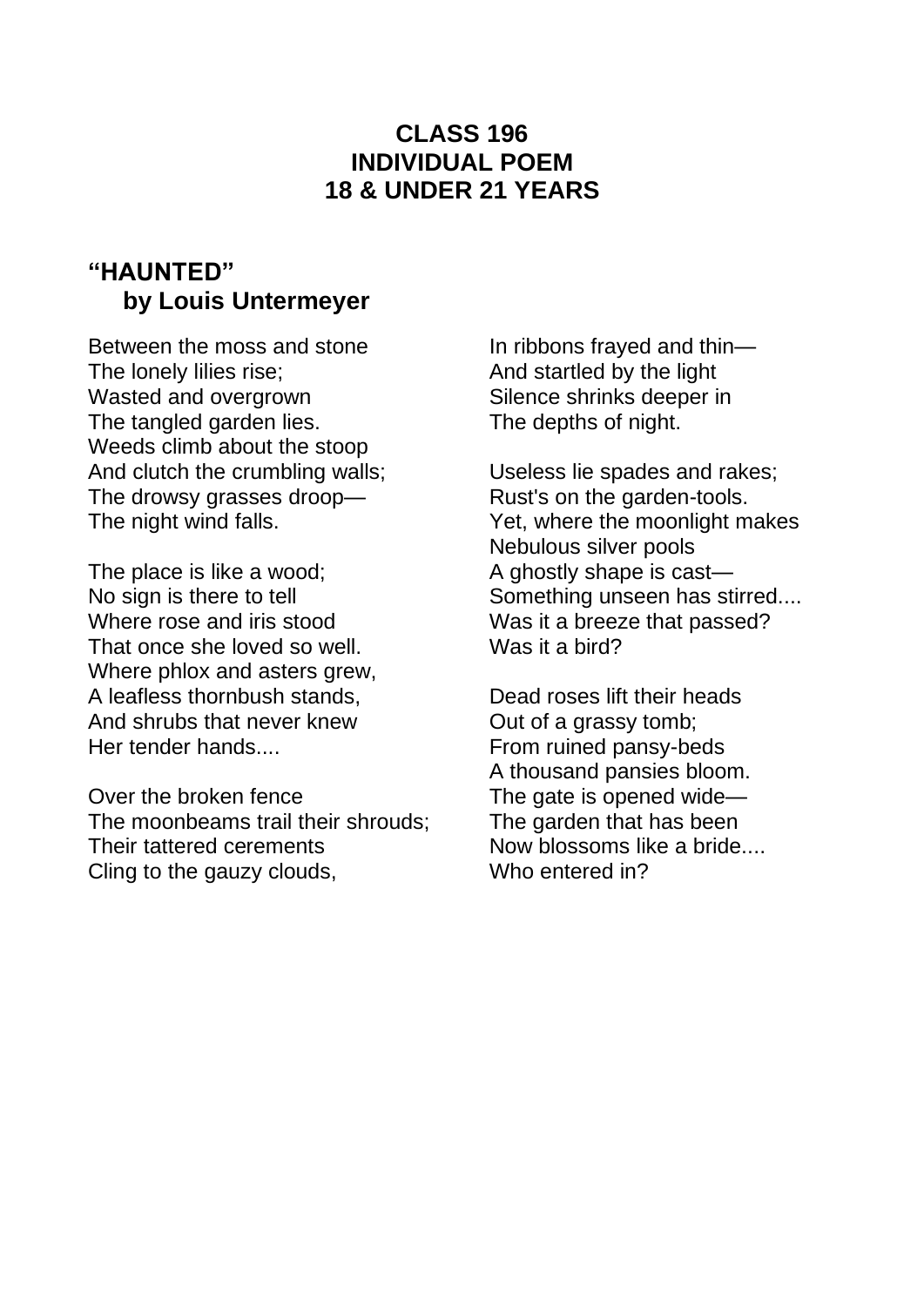**CLASS 196**
**INDIVIDUAL POEM**
**18 & UNDER 21 YEARS**

## "HAUNTED"
### by Louis Untermeyer

Between the moss and stone
The lonely lilies rise;
Wasted and overgrown
The tangled garden lies.
Weeds climb about the stoop
And clutch the crumbling walls;
The drowsy grasses droop—
The night wind falls.

The place is like a wood;
No sign is there to tell
Where rose and iris stood
That once she loved so well.
Where phlox and asters grew,
A leafless thornbush stands,
And shrubs that never knew
Her tender hands....

Over the broken fence
The moonbeams trail their shrouds;
Their tattered cerements
Cling to the gauzy clouds,
In ribbons frayed and thin—
And startled by the light
Silence shrinks deeper in
The depths of night.

Useless lie spades and rakes;
Rust's on the garden-tools.
Yet, where the moonlight makes
Nebulous silver pools
A ghostly shape is cast—
Something unseen has stirred....
Was it a breeze that passed?
Was it a bird?

Dead roses lift their heads
Out of a grassy tomb;
From ruined pansy-beds
A thousand pansies bloom.
The gate is opened wide—
The garden that has been
Now blossoms like a bride....
Who entered in?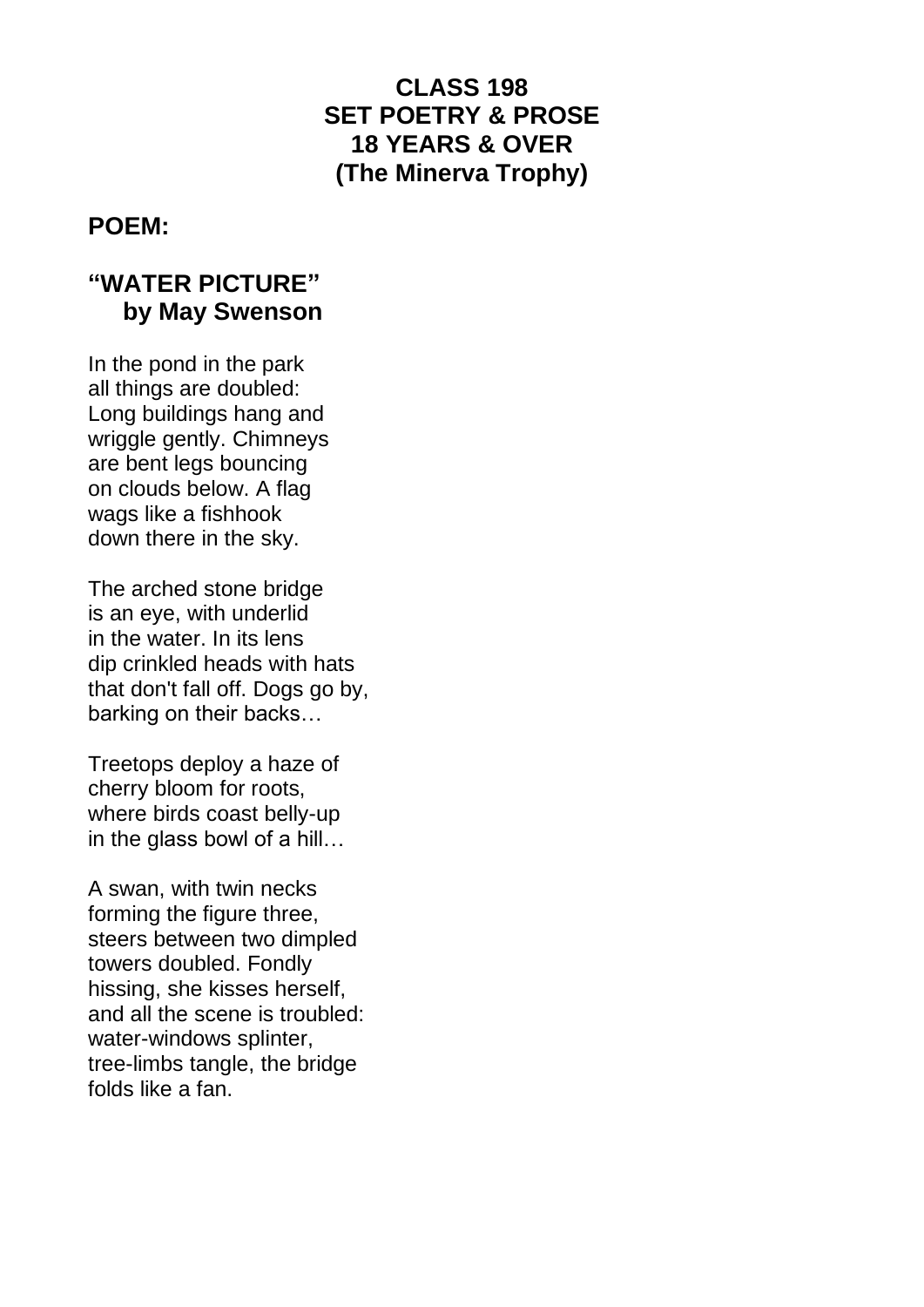**CLASS 198**
**SET POETRY & PROSE**
**18 YEARS & OVER**
**(The Minerva Trophy)**

## POEM:

## "WATER PICTURE"
### by May Swenson

In the pond in the park  
all things are doubled:  
Long buildings hang and  
wriggle gently. Chimneys  
are bent legs bouncing  
on clouds below. A flag  
wags like a fishhook  
down there in the sky.

The arched stone bridge  
is an eye, with underlid  
in the water. In its lens  
dip crinkled heads with hats  
that don't fall off. Dogs go by,  
barking on their backs…

Treetops deploy a haze of  
cherry bloom for roots,  
where birds coast belly-up  
in the glass bowl of a hill…

A swan, with twin necks  
forming the figure three,  
steers between two dimpled  
towers doubled. Fondly  
hissing, she kisses herself,  
and all the scene is troubled:  
water-windows splinter,  
tree-limbs tangle, the bridge  
folds like a fan.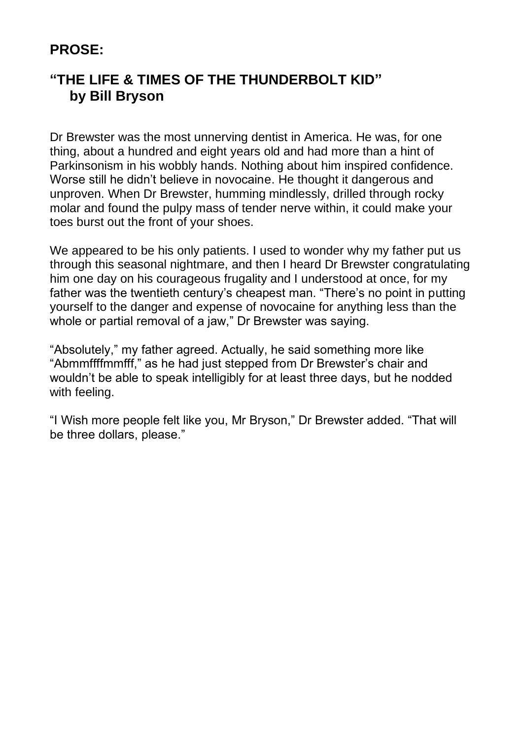## PROSE:

## "THE LIFE & TIMES OF THE THUNDERBOLT KID" by Bill Bryson

Dr Brewster was the most unnerving dentist in America. He was, for one thing, about a hundred and eight years old and had more than a hint of Parkinsonism in his wobbly hands. Nothing about him inspired confidence. Worse still he didn't believe in novocaine. He thought it dangerous and unproven. When Dr Brewster, humming mindlessly, drilled through rocky molar and found the pulpy mass of tender nerve within, it could make your toes burst out the front of your shoes.

We appeared to be his only patients. I used to wonder why my father put us through this seasonal nightmare, and then I heard Dr Brewster congratulating him one day on his courageous frugality and I understood at once, for my father was the twentieth century's cheapest man. "There's no point in putting yourself to the danger and expense of novocaine for anything less than the whole or partial removal of a jaw," Dr Brewster was saying.

"Absolutely," my father agreed. Actually, he said something more like "Abmmffffmmfff," as he had just stepped from Dr Brewster's chair and wouldn't be able to speak intelligibly for at least three days, but he nodded with feeling.

"I Wish more people felt like you, Mr Bryson," Dr Brewster added. "That will be three dollars, please."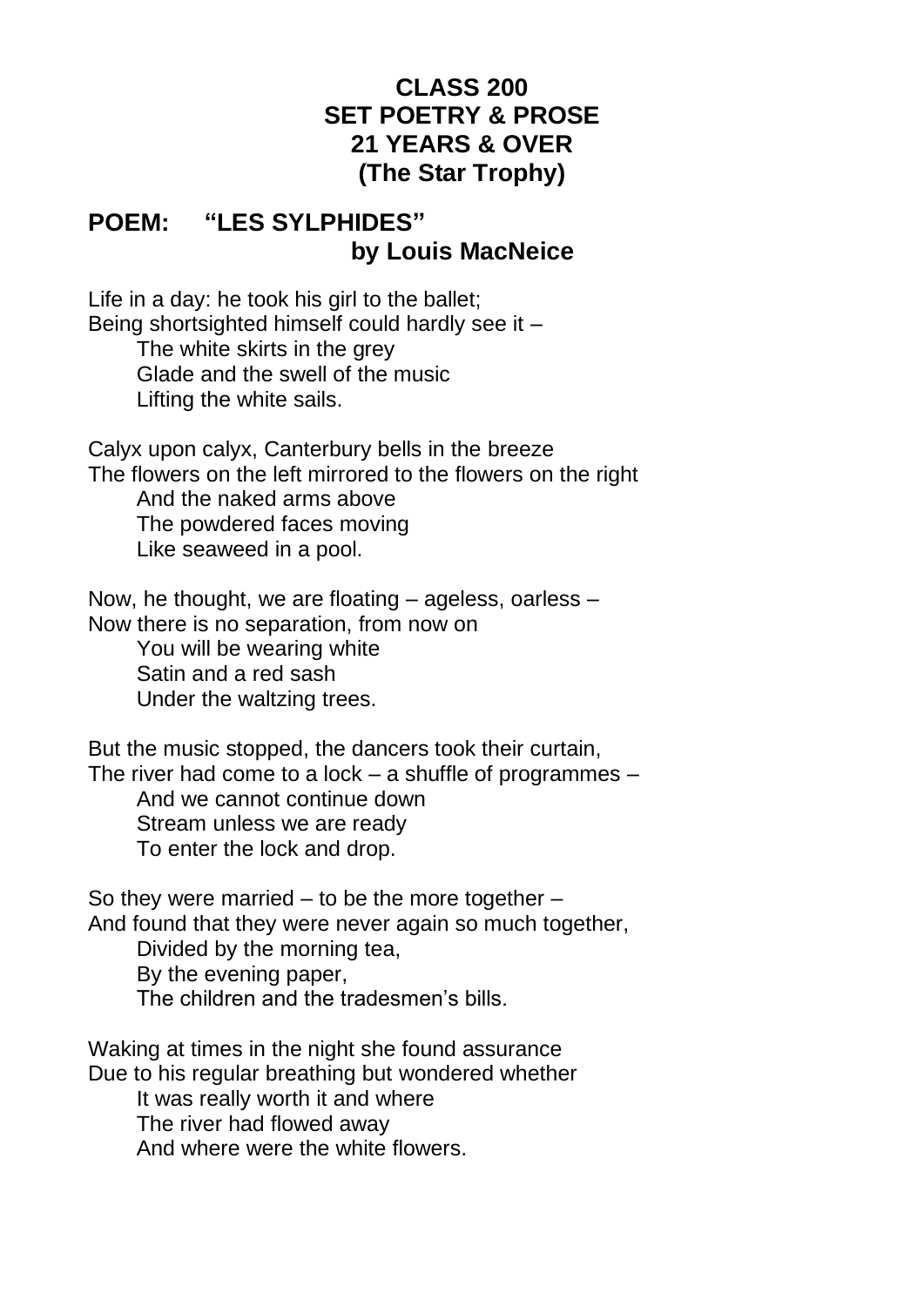**CLASS 200**
**SET POETRY & PROSE**
**21 YEARS & OVER**
**(The Star Trophy)**

## POEM: "LES SYLPHIDES" by Louis MacNeice

Life in a day: he took his girl to the ballet;
Being shortsighted himself could hardly see it –
    The white skirts in the grey
    Glade and the swell of the music
    Lifting the white sails.

Calyx upon calyx, Canterbury bells in the breeze
The flowers on the left mirrored to the flowers on the right
    And the naked arms above
    The powdered faces moving
    Like seaweed in a pool.

Now, he thought, we are floating – ageless, oarless –
Now there is no separation, from now on
    You will be wearing white
    Satin and a red sash
    Under the waltzing trees.

But the music stopped, the dancers took their curtain,
The river had come to a lock – a shuffle of programmes –
    And we cannot continue down
    Stream unless we are ready
    To enter the lock and drop.

So they were married – to be the more together –
And found that they were never again so much together,
    Divided by the morning tea,
    By the evening paper,
    The children and the tradesmen's bills.

Waking at times in the night she found assurance
Due to his regular breathing but wondered whether
    It was really worth it and where
    The river had flowed away
    And where were the white flowers.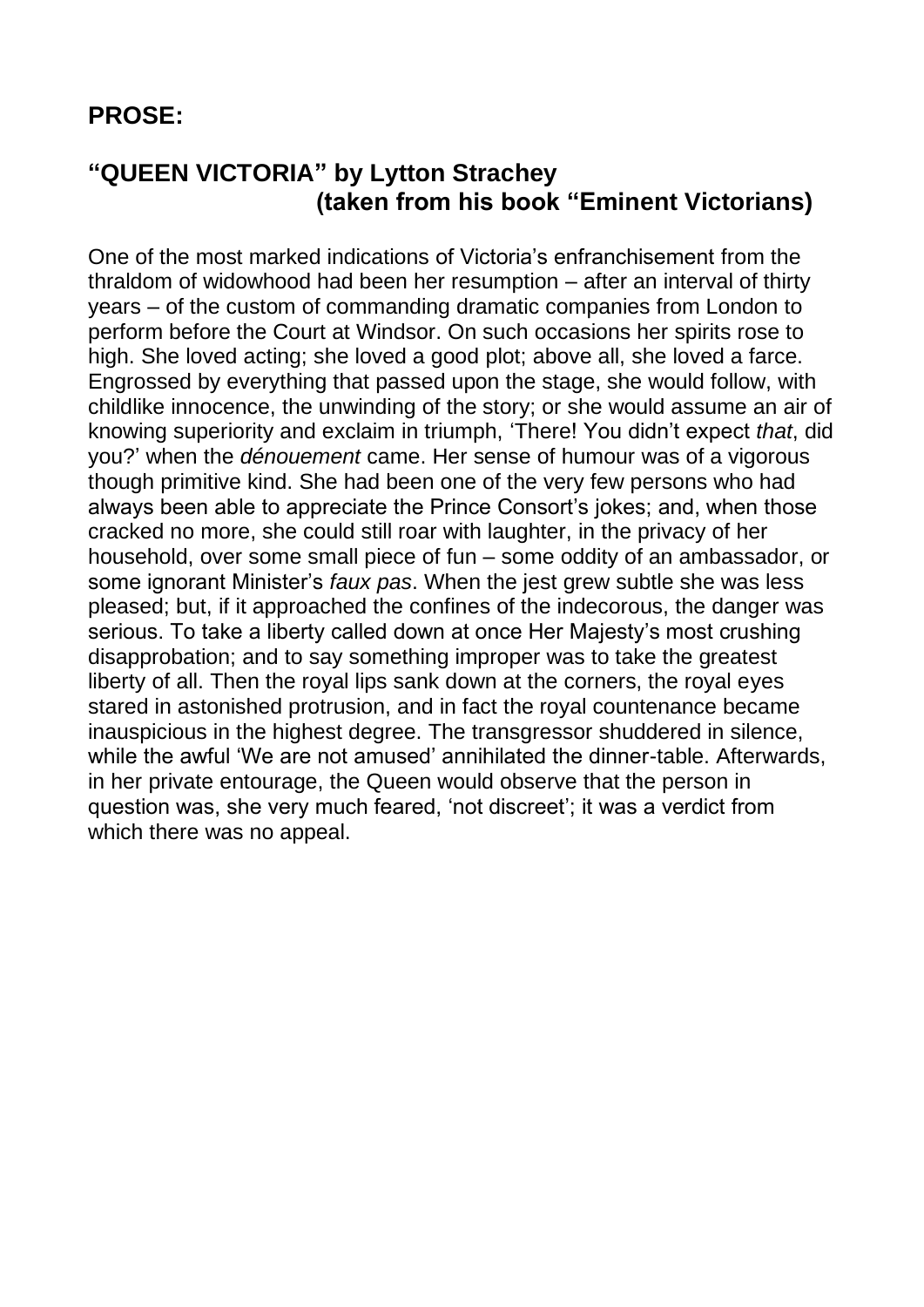## PROSE:

## "QUEEN VICTORIA" by Lytton Strachey (taken from his book "Eminent Victorians)

One of the most marked indications of Victoria's enfranchisement from the thraldom of widowhood had been her resumption – after an interval of thirty years – of the custom of commanding dramatic companies from London to perform before the Court at Windsor. On such occasions her spirits rose to high. She loved acting; she loved a good plot; above all, she loved a farce. Engrossed by everything that passed upon the stage, she would follow, with childlike innocence, the unwinding of the story; or she would assume an air of knowing superiority and exclaim in triumph, 'There! You didn't expect *that*, did you?' when the *dénouement* came. Her sense of humour was of a vigorous though primitive kind. She had been one of the very few persons who had always been able to appreciate the Prince Consort's jokes; and, when those cracked no more, she could still roar with laughter, in the privacy of her household, over some small piece of fun – some oddity of an ambassador, or some ignorant Minister's *faux pas*. When the jest grew subtle she was less pleased; but, if it approached the confines of the indecorous, the danger was serious. To take a liberty called down at once Her Majesty's most crushing disapprobation; and to say something improper was to take the greatest liberty of all. Then the royal lips sank down at the corners, the royal eyes stared in astonished protrusion, and in fact the royal countenance became inauspicious in the highest degree. The transgressor shuddered in silence, while the awful 'We are not amused' annihilated the dinner-table. Afterwards, in her private entourage, the Queen would observe that the person in question was, she very much feared, 'not discreet'; it was a verdict from which there was no appeal.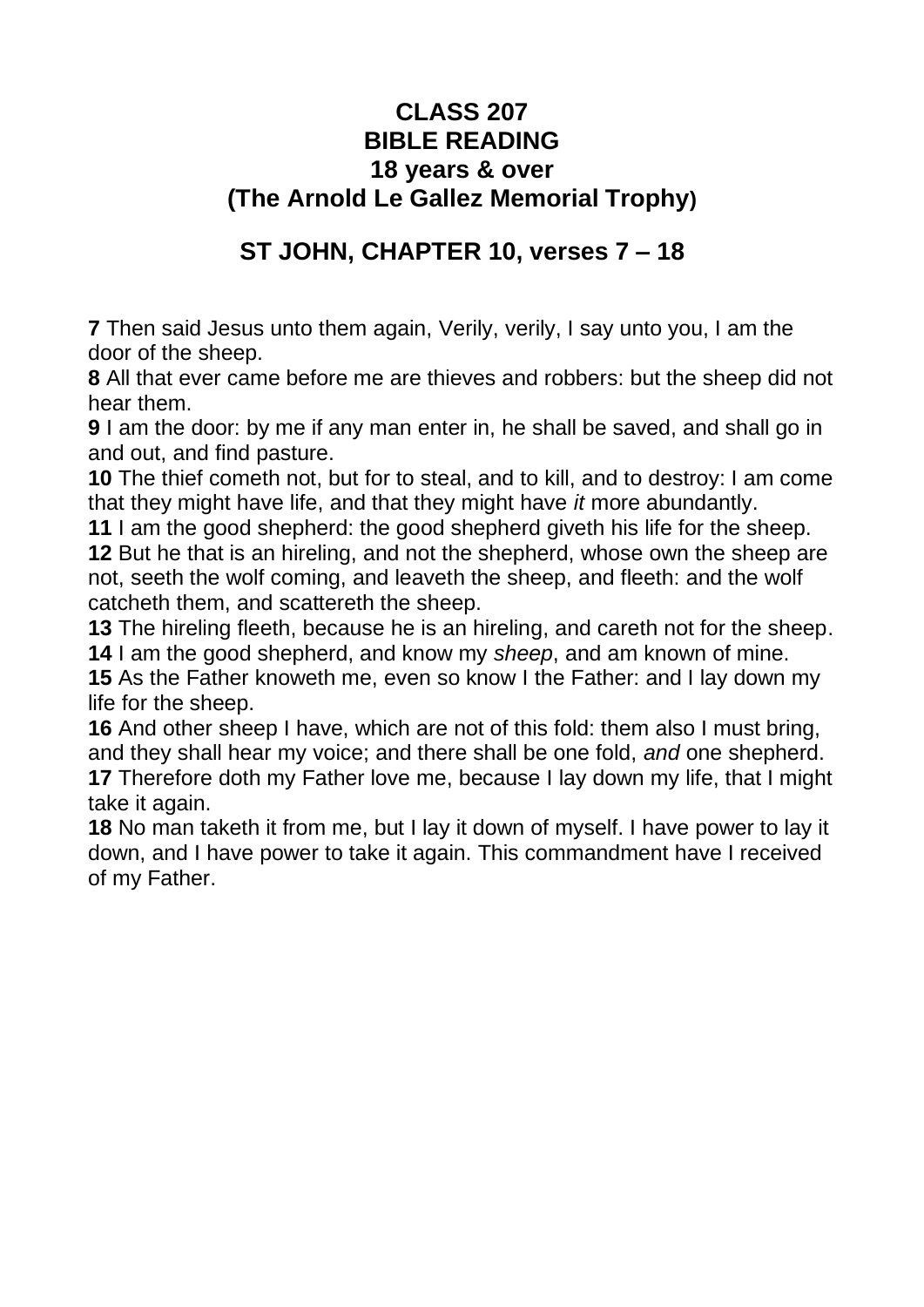# CLASS 207
# BIBLE READING
# 18 years & over
# (The Arnold Le Gallez Memorial Trophy)

## ST JOHN, CHAPTER 10, verses 7 – 18

**7** Then said Jesus unto them again, Verily, verily, I say unto you, I am the door of the sheep.
**8** All that ever came before me are thieves and robbers: but the sheep did not hear them.
**9** I am the door: by me if any man enter in, he shall be saved, and shall go in and out, and find pasture.
**10** The thief cometh not, but for to steal, and to kill, and to destroy: I am come that they might have life, and that they might have *it* more abundantly.
**11** I am the good shepherd: the good shepherd giveth his life for the sheep.
**12** But he that is an hireling, and not the shepherd, whose own the sheep are not, seeth the wolf coming, and leaveth the sheep, and fleeth: and the wolf catcheth them, and scattereth the sheep.
**13** The hireling fleeth, because he is an hireling, and careth not for the sheep.
**14** I am the good shepherd, and know my *sheep*, and am known of mine.
**15** As the Father knoweth me, even so know I the Father: and I lay down my life for the sheep.
**16** And other sheep I have, which are not of this fold: them also I must bring, and they shall hear my voice; and there shall be one fold, *and* one shepherd.
**17** Therefore doth my Father love me, because I lay down my life, that I might take it again.
**18** No man taketh it from me, but I lay it down of myself. I have power to lay it down, and I have power to take it again. This commandment have I received of my Father.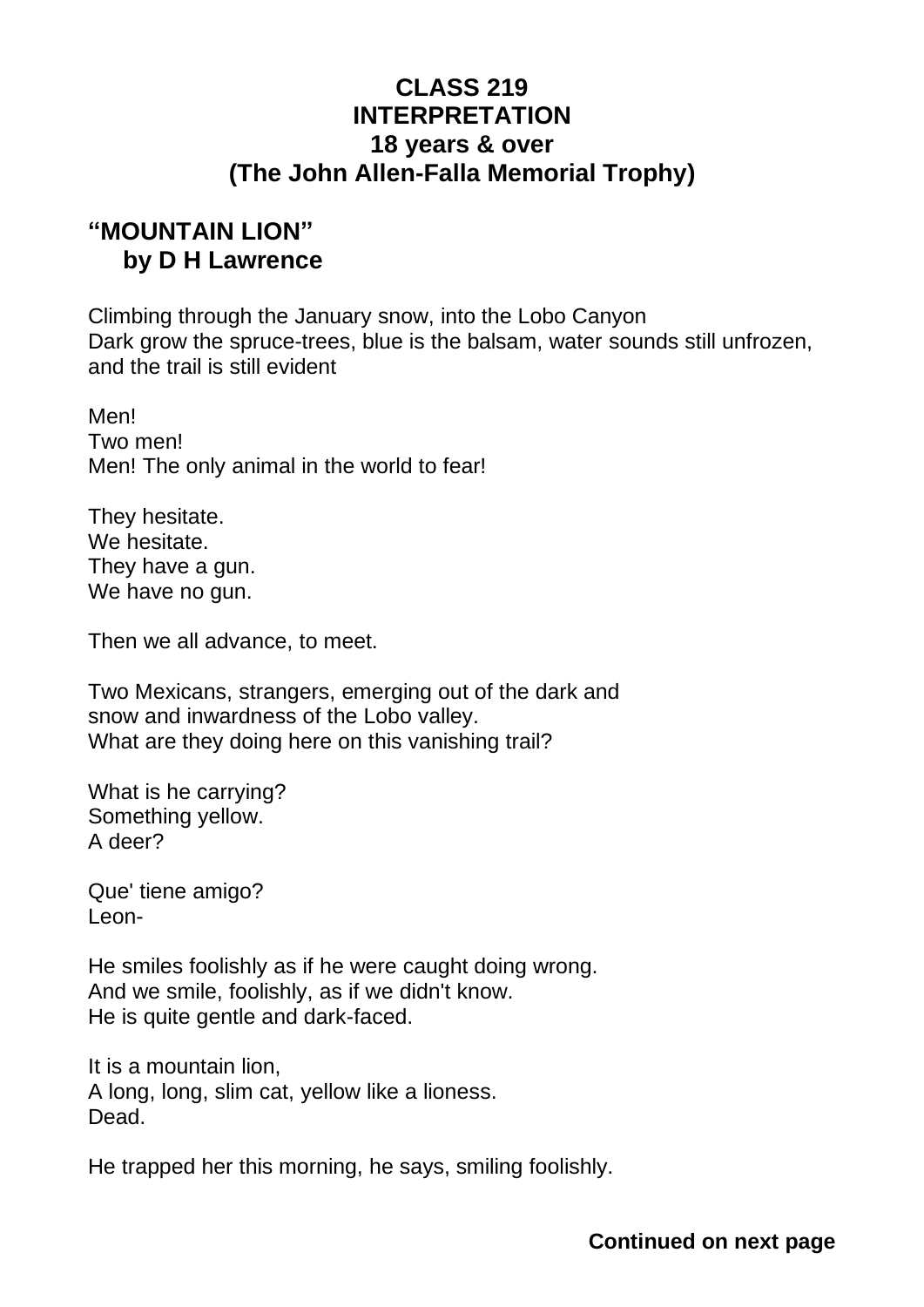**CLASS 219**
**INTERPRETATION**
**18 years & over**
**(The John Allen-Falla Memorial Trophy)**

## "MOUNTAIN LION"
## by D H Lawrence

Climbing through the January snow, into the Lobo Canyon
Dark grow the spruce-trees, blue is the balsam, water sounds still unfrozen, and the trail is still evident

Men!
Two men!
Men! The only animal in the world to fear!

They hesitate.
We hesitate.
They have a gun.
We have no gun.

Then we all advance, to meet.

Two Mexicans, strangers, emerging out of the dark and
snow and inwardness of the Lobo valley.
What are they doing here on this vanishing trail?

What is he carrying?
Something yellow.
A deer?

Que' tiene amigo?
Leon-

He smiles foolishly as if he were caught doing wrong.
And we smile, foolishly, as if we didn't know.
He is quite gentle and dark-faced.

It is a mountain lion,
A long, long, slim cat, yellow like a lioness.
Dead.

He trapped her this morning, he says, smiling foolishly.

**Continued on next page**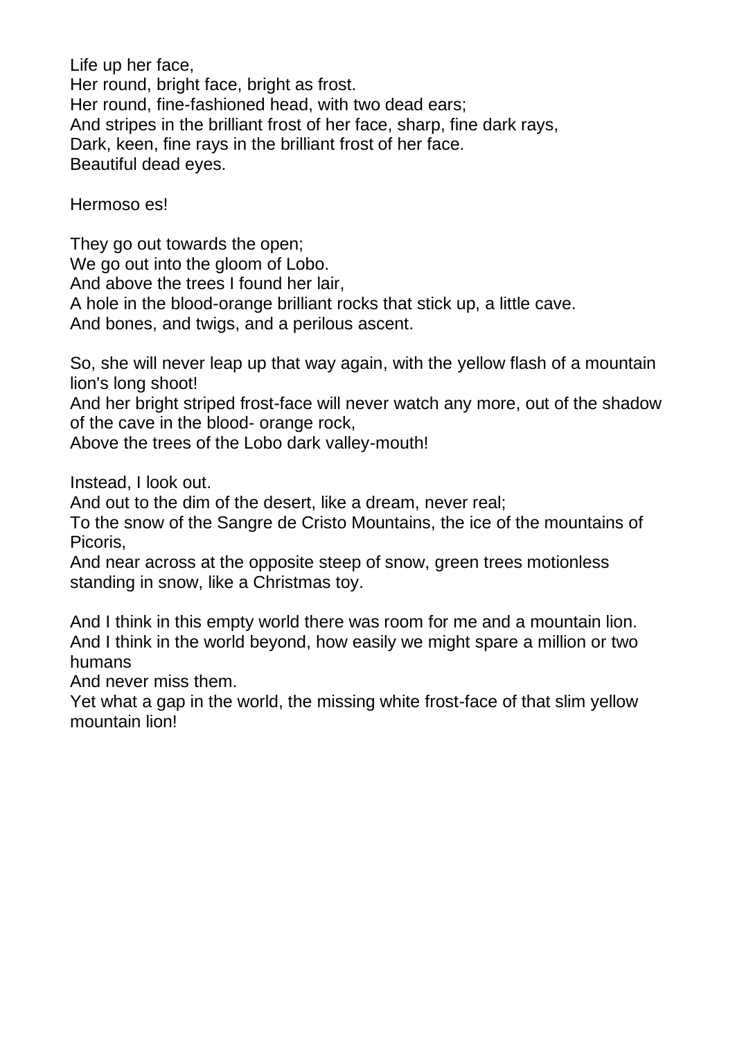Life up her face,
Her round, bright face, bright as frost.
Her round, fine-fashioned head, with two dead ears;
And stripes in the brilliant frost of her face, sharp, fine dark rays,
Dark, keen, fine rays in the brilliant frost of her face.
Beautiful dead eyes.

Hermoso es!

They go out towards the open;
We go out into the gloom of Lobo.
And above the trees I found her lair,
A hole in the blood-orange brilliant rocks that stick up, a little cave.
And bones, and twigs, and a perilous ascent.

So, she will never leap up that way again, with the yellow flash of a mountain lion's long shoot!
And her bright striped frost-face will never watch any more, out of the shadow of the cave in the blood- orange rock,
Above the trees of the Lobo dark valley-mouth!

Instead, I look out.
And out to the dim of the desert, like a dream, never real;
To the snow of the Sangre de Cristo Mountains, the ice of the mountains of Picoris,
And near across at the opposite steep of snow, green trees motionless standing in snow, like a Christmas toy.

And I think in this empty world there was room for me and a mountain lion.
And I think in the world beyond, how easily we might spare a million or two humans
And never miss them.
Yet what a gap in the world, the missing white frost-face of that slim yellow mountain lion!